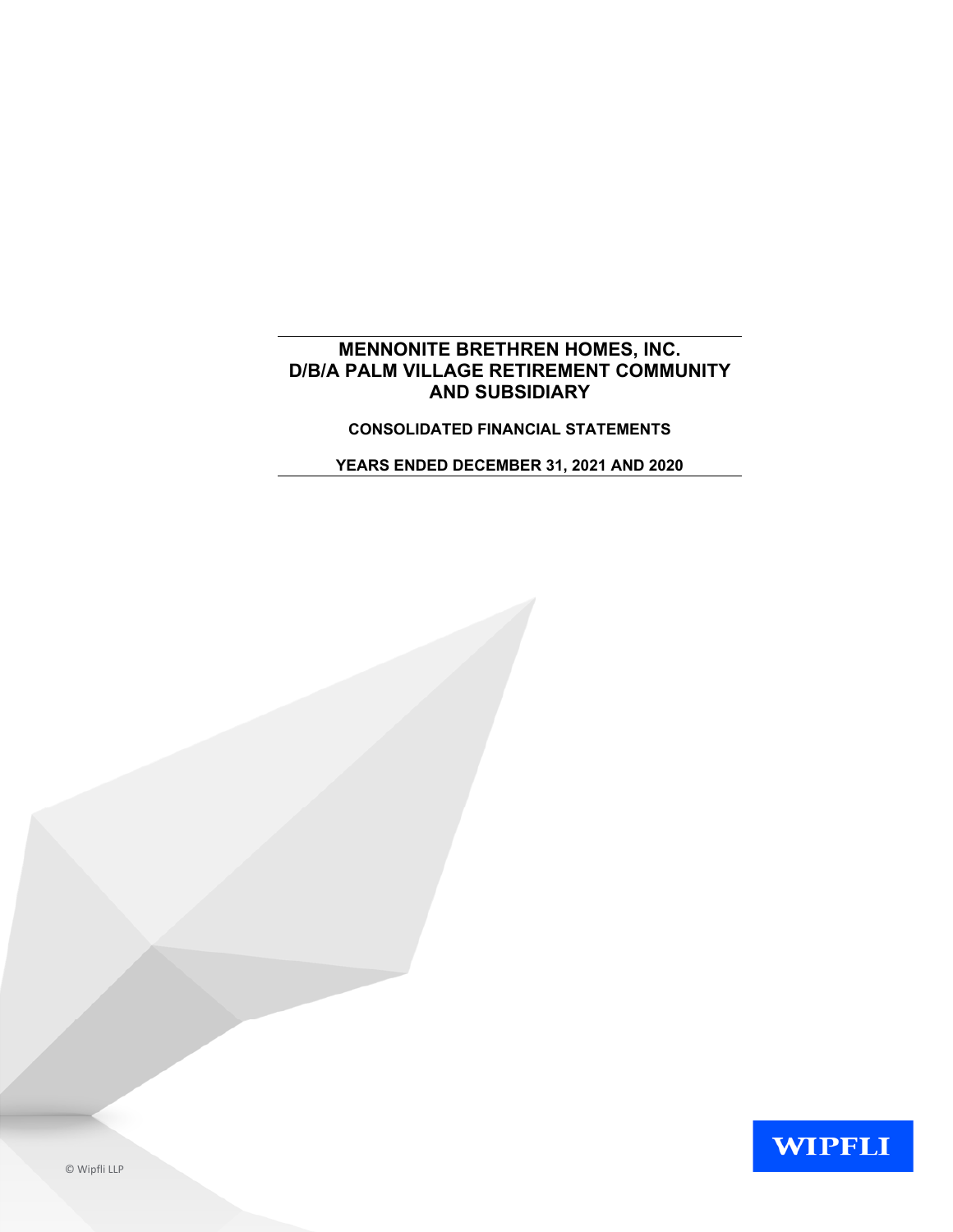# MENNONITE BRETHREN HOMES, INC.
# D/B/A PALM VILLAGE RETIREMENT COMMUNITY
# AND SUBSIDIARY

**CONSOLIDATED FINANCIAL STATEMENTS**

**YEARS ENDED DECEMBER 31, 2021 AND 2020**

WIPFLI

© Wipfli LLP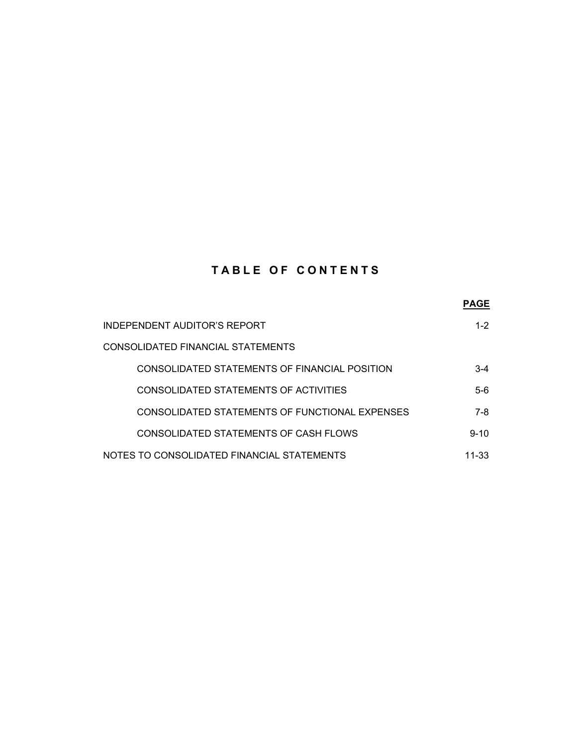# TABLE OF CONTENTS

| | PAGE |
|---|---|
| INDEPENDENT AUDITOR'S REPORT | 1-2 |
| CONSOLIDATED FINANCIAL STATEMENTS | |
| CONSOLIDATED STATEMENTS OF FINANCIAL POSITION | 3-4 |
| CONSOLIDATED STATEMENTS OF ACTIVITIES | 5-6 |
| CONSOLIDATED STATEMENTS OF FUNCTIONAL EXPENSES | 7-8 |
| CONSOLIDATED STATEMENTS OF CASH FLOWS | 9-10 |
| NOTES TO CONSOLIDATED FINANCIAL STATEMENTS | 11-33 |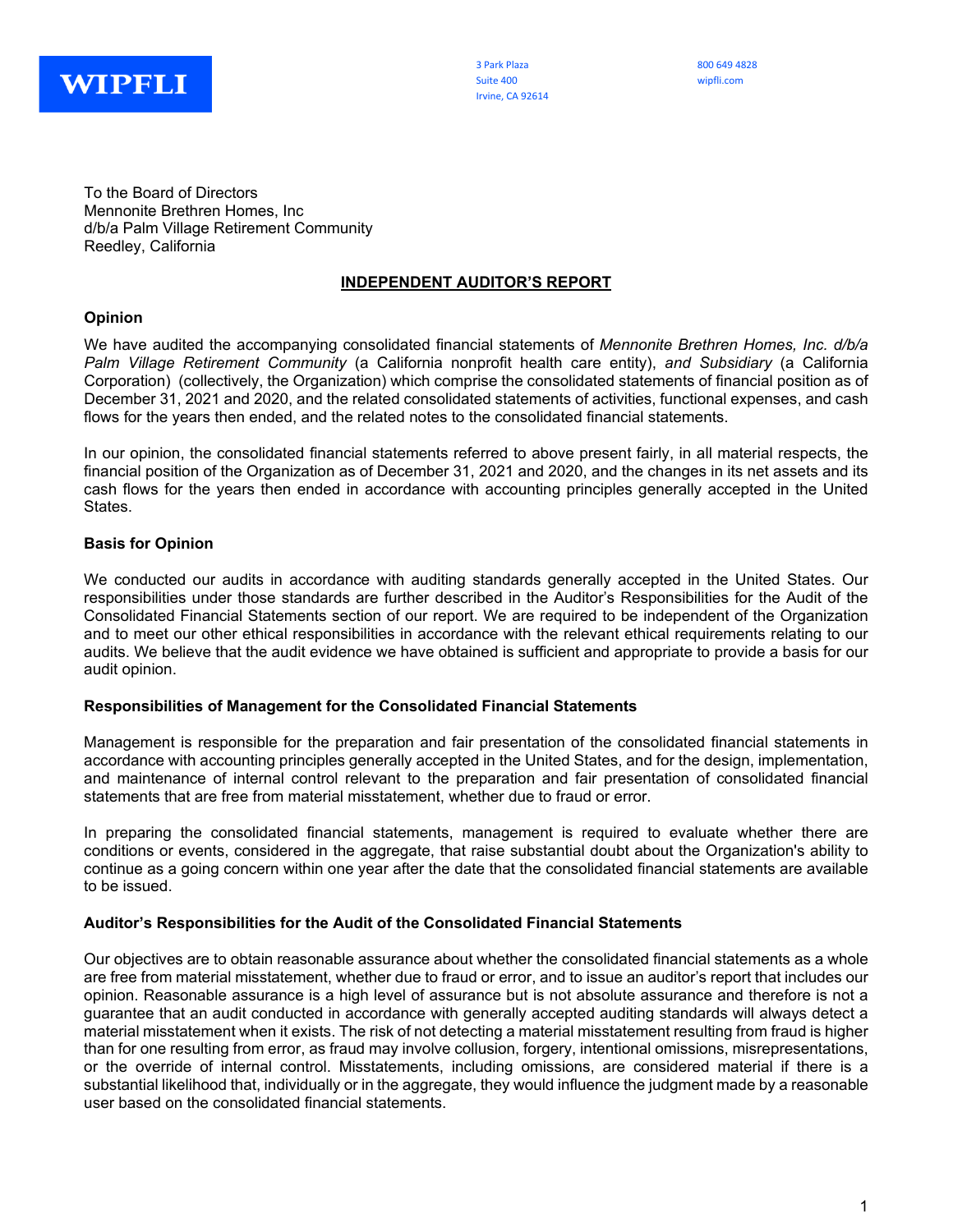WIPFLI

3 Park Plaza
Suite 400
Irvine, CA 92614

800 649 4828
wipfli.com

To the Board of Directors
Mennonite Brethren Homes, Inc
d/b/a Palm Village Retirement Community
Reedley, California

## INDEPENDENT AUDITOR'S REPORT

### Opinion

We have audited the accompanying consolidated financial statements of *Mennonite Brethren Homes, Inc. d/b/a Palm Village Retirement Community* (a California nonprofit health care entity), *and Subsidiary* (a California Corporation) (collectively, the Organization) which comprise the consolidated statements of financial position as of December 31, 2021 and 2020, and the related consolidated statements of activities, functional expenses, and cash flows for the years then ended, and the related notes to the consolidated financial statements.

In our opinion, the consolidated financial statements referred to above present fairly, in all material respects, the financial position of the Organization as of December 31, 2021 and 2020, and the changes in its net assets and its cash flows for the years then ended in accordance with accounting principles generally accepted in the United States.

### Basis for Opinion

We conducted our audits in accordance with auditing standards generally accepted in the United States. Our responsibilities under those standards are further described in the Auditor's Responsibilities for the Audit of the Consolidated Financial Statements section of our report. We are required to be independent of the Organization and to meet our other ethical responsibilities in accordance with the relevant ethical requirements relating to our audits. We believe that the audit evidence we have obtained is sufficient and appropriate to provide a basis for our audit opinion.

### Responsibilities of Management for the Consolidated Financial Statements

Management is responsible for the preparation and fair presentation of the consolidated financial statements in accordance with accounting principles generally accepted in the United States, and for the design, implementation, and maintenance of internal control relevant to the preparation and fair presentation of consolidated financial statements that are free from material misstatement, whether due to fraud or error.

In preparing the consolidated financial statements, management is required to evaluate whether there are conditions or events, considered in the aggregate, that raise substantial doubt about the Organization's ability to continue as a going concern within one year after the date that the consolidated financial statements are available to be issued.

### Auditor's Responsibilities for the Audit of the Consolidated Financial Statements

Our objectives are to obtain reasonable assurance about whether the consolidated financial statements as a whole are free from material misstatement, whether due to fraud or error, and to issue an auditor's report that includes our opinion. Reasonable assurance is a high level of assurance but is not absolute assurance and therefore is not a guarantee that an audit conducted in accordance with generally accepted auditing standards will always detect a material misstatement when it exists. The risk of not detecting a material misstatement resulting from fraud is higher than for one resulting from error, as fraud may involve collusion, forgery, intentional omissions, misrepresentations, or the override of internal control. Misstatements, including omissions, are considered material if there is a substantial likelihood that, individually or in the aggregate, they would influence the judgment made by a reasonable user based on the consolidated financial statements.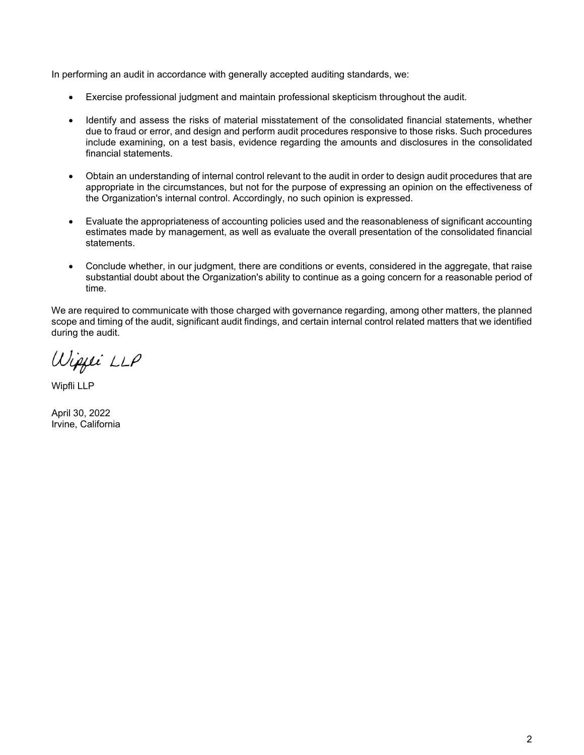In performing an audit in accordance with generally accepted auditing standards, we:

- Exercise professional judgment and maintain professional skepticism throughout the audit.
- Identify and assess the risks of material misstatement of the consolidated financial statements, whether due to fraud or error, and design and perform audit procedures responsive to those risks. Such procedures include examining, on a test basis, evidence regarding the amounts and disclosures in the consolidated financial statements.
- Obtain an understanding of internal control relevant to the audit in order to design audit procedures that are appropriate in the circumstances, but not for the purpose of expressing an opinion on the effectiveness of the Organization's internal control. Accordingly, no such opinion is expressed.
- Evaluate the appropriateness of accounting policies used and the reasonableness of significant accounting estimates made by management, as well as evaluate the overall presentation of the consolidated financial statements.
- Conclude whether, in our judgment, there are conditions or events, considered in the aggregate, that raise substantial doubt about the Organization's ability to continue as a going concern for a reasonable period of time.

We are required to communicate with those charged with governance regarding, among other matters, the planned scope and timing of the audit, significant audit findings, and certain internal control related matters that we identified during the audit.

Wipfli LLP

Wipfli LLP

April 30, 2022
Irvine, California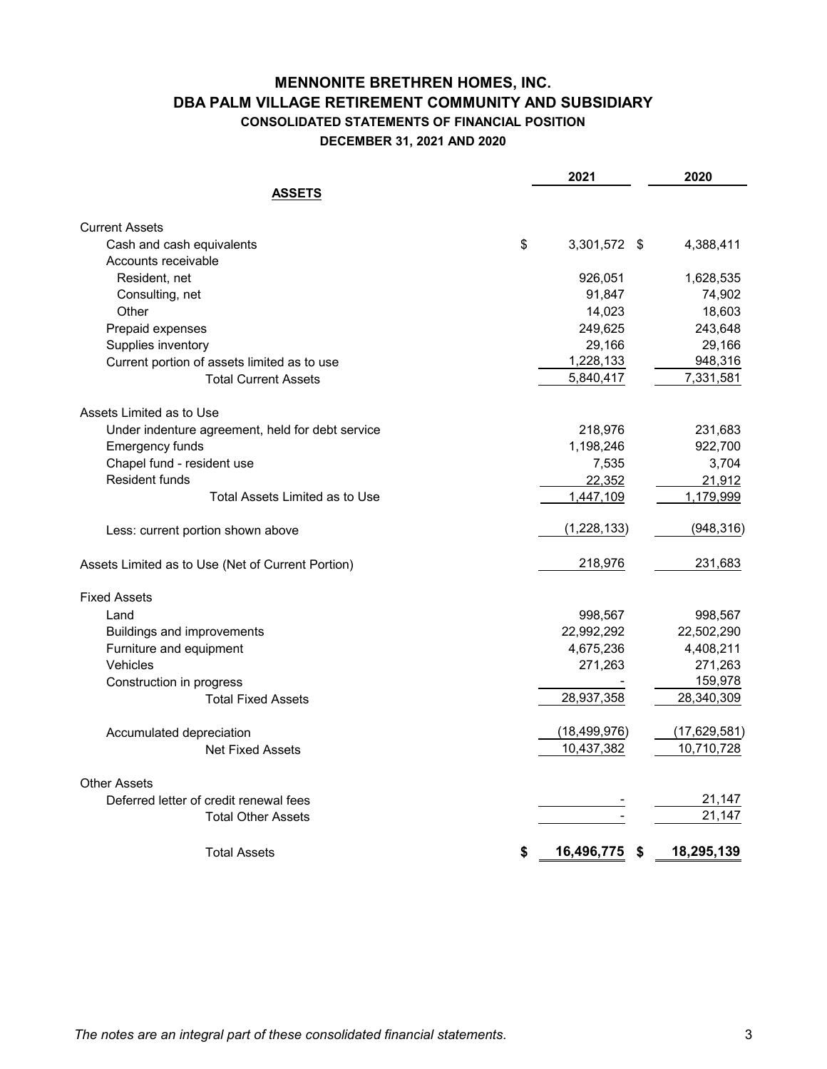# MENNONITE BRETHREN HOMES, INC.
## DBA PALM VILLAGE RETIREMENT COMMUNITY AND SUBSIDIARY
### CONSOLIDATED STATEMENTS OF FINANCIAL POSITION
### DECEMBER 31, 2021 AND 2020

| | 2021 | 2020 |
|---|---|---|
| **ASSETS** | | |
| Current Assets | | |
| Cash and cash equivalents | $ 3,301,572 | $ 4,388,411 |
| Accounts receivable | | |
| Resident, net | 926,051 | 1,628,535 |
| Consulting, net | 91,847 | 74,902 |
| Other | 14,023 | 18,603 |
| Prepaid expenses | 249,625 | 243,648 |
| Supplies inventory | 29,166 | 29,166 |
| Current portion of assets limited as to use | 1,228,133 | 948,316 |
| Total Current Assets | 5,840,417 | 7,331,581 |
| Assets Limited as to Use | | |
| Under indenture agreement, held for debt service | 218,976 | 231,683 |
| Emergency funds | 1,198,246 | 922,700 |
| Chapel fund - resident use | 7,535 | 3,704 |
| Resident funds | 22,352 | 21,912 |
| Total Assets Limited as to Use | 1,447,109 | 1,179,999 |
| Less: current portion shown above | (1,228,133) | (948,316) |
| Assets Limited as to Use (Net of Current Portion) | 218,976 | 231,683 |
| Fixed Assets | | |
| Land | 998,567 | 998,567 |
| Buildings and improvements | 22,992,292 | 22,502,290 |
| Furniture and equipment | 4,675,236 | 4,408,211 |
| Vehicles | 271,263 | 271,263 |
| Construction in progress | - | 159,978 |
| Total Fixed Assets | 28,937,358 | 28,340,309 |
| Accumulated depreciation | (18,499,976) | (17,629,581) |
| Net Fixed Assets | 10,437,382 | 10,710,728 |
| Other Assets | | |
| Deferred letter of credit renewal fees | - | 21,147 |
| Total Other Assets | - | 21,147 |
| Total Assets | **$ 16,496,775** | **$ 18,295,139** |

*The notes are an integral part of these consolidated financial statements.*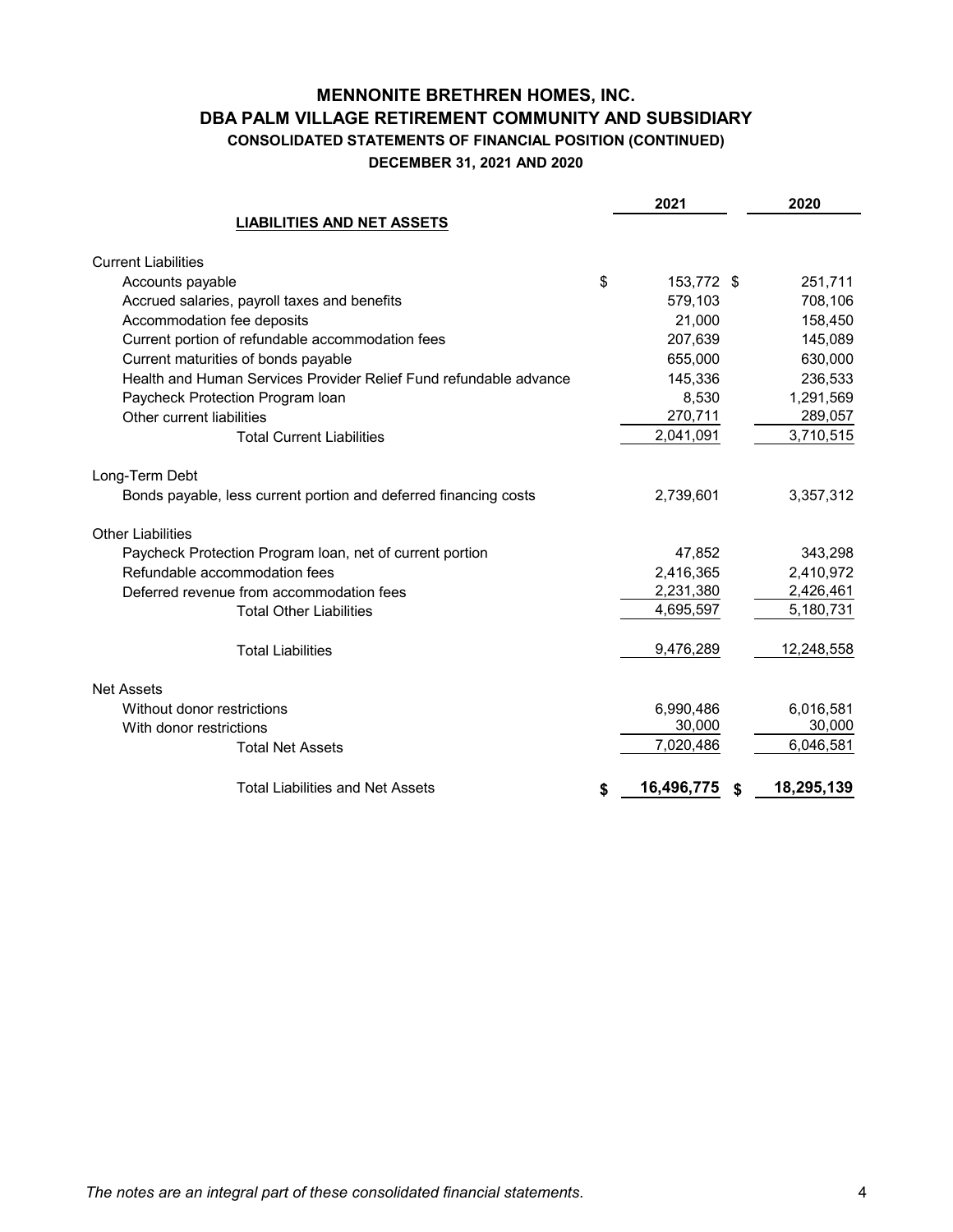# MENNONITE BRETHREN HOMES, INC.
## DBA PALM VILLAGE RETIREMENT COMMUNITY AND SUBSIDIARY
### CONSOLIDATED STATEMENTS OF FINANCIAL POSITION (CONTINUED)
### DECEMBER 31, 2021 AND 2020

| LIABILITIES AND NET ASSETS | 2021 | 2020 |
|---|---|---|
| **Current Liabilities** | | |
| Accounts payable | $ 153,772 | $ 251,711 |
| Accrued salaries, payroll taxes and benefits | 579,103 | 708,106 |
| Accommodation fee deposits | 21,000 | 158,450 |
| Current portion of refundable accommodation fees | 207,639 | 145,089 |
| Current maturities of bonds payable | 655,000 | 630,000 |
| Health and Human Services Provider Relief Fund refundable advance | 145,336 | 236,533 |
| Paycheck Protection Program loan | 8,530 | 1,291,569 |
| Other current liabilities | 270,711 | 289,057 |
| Total Current Liabilities | 2,041,091 | 3,710,515 |
| **Long-Term Debt** | | |
| Bonds payable, less current portion and deferred financing costs | 2,739,601 | 3,357,312 |
| **Other Liabilities** | | |
| Paycheck Protection Program loan, net of current portion | 47,852 | 343,298 |
| Refundable accommodation fees | 2,416,365 | 2,410,972 |
| Deferred revenue from accommodation fees | 2,231,380 | 2,426,461 |
| Total Other Liabilities | 4,695,597 | 5,180,731 |
| Total Liabilities | 9,476,289 | 12,248,558 |
| **Net Assets** | | |
| Without donor restrictions | 6,990,486 | 6,016,581 |
| With donor restrictions | 30,000 | 30,000 |
| Total Net Assets | 7,020,486 | 6,046,581 |
| **Total Liabilities and Net Assets** | **$ 16,496,775** | **$ 18,295,139** |

*The notes are an integral part of these consolidated financial statements.*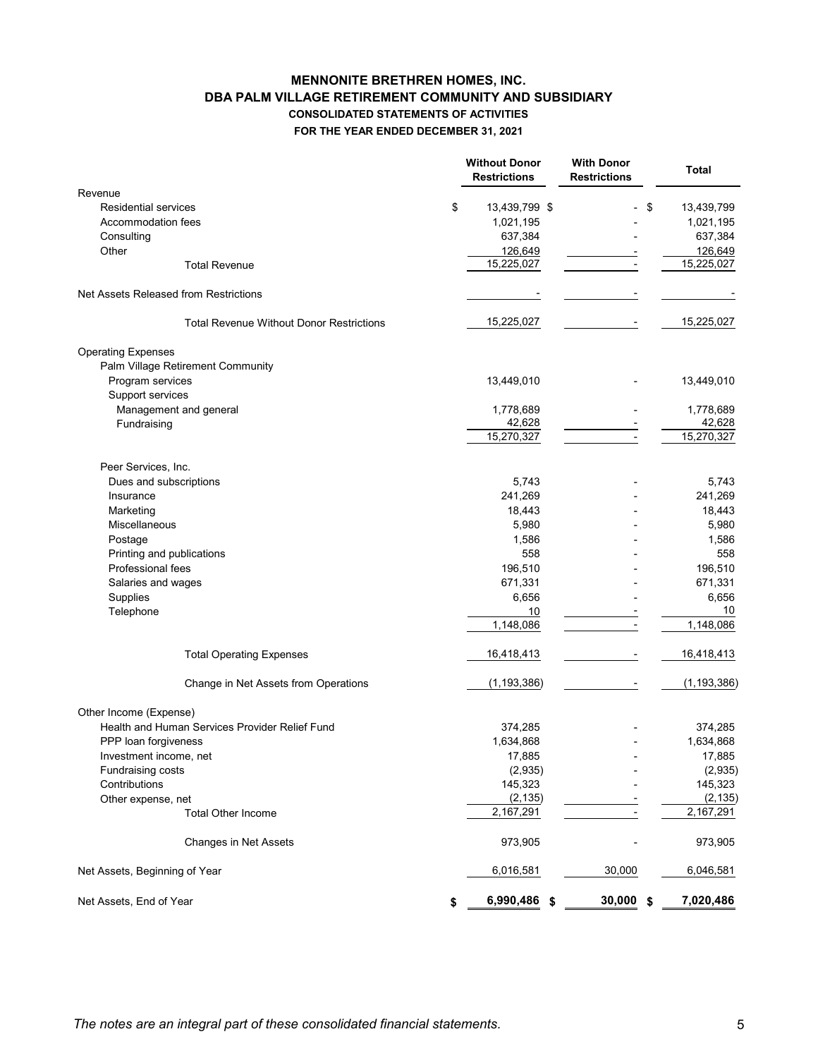# MENNONITE BRETHREN HOMES, INC.
## DBA PALM VILLAGE RETIREMENT COMMUNITY AND SUBSIDIARY
### CONSOLIDATED STATEMENTS OF ACTIVITIES
### FOR THE YEAR ENDED DECEMBER 31, 2021

| | Without Donor Restrictions | With Donor Restrictions | Total |
|---|---|---|---|
| Revenue | | | |
| Residential services | $ 13,439,799 | $ - | $ 13,439,799 |
| Accommodation fees | 1,021,195 | - | 1,021,195 |
| Consulting | 637,384 | - | 637,384 |
| Other | 126,649 | - | 126,649 |
| Total Revenue | 15,225,027 | - | 15,225,027 |
| Net Assets Released from Restrictions | - | - | - |
| Total Revenue Without Donor Restrictions | 15,225,027 | - | 15,225,027 |
| Operating Expenses | | | |
| Palm Village Retirement Community | | | |
| Program services | 13,449,010 | - | 13,449,010 |
| Support services | | | |
| Management and general | 1,778,689 | - | 1,778,689 |
| Fundraising | 42,628 | - | 42,628 |
| | 15,270,327 | - | 15,270,327 |
| Peer Services, Inc. | | | |
| Dues and subscriptions | 5,743 | - | 5,743 |
| Insurance | 241,269 | - | 241,269 |
| Marketing | 18,443 | - | 18,443 |
| Miscellaneous | 5,980 | - | 5,980 |
| Postage | 1,586 | - | 1,586 |
| Printing and publications | 558 | - | 558 |
| Professional fees | 196,510 | - | 196,510 |
| Salaries and wages | 671,331 | - | 671,331 |
| Supplies | 6,656 | - | 6,656 |
| Telephone | 10 | - | 10 |
| | 1,148,086 | - | 1,148,086 |
| Total Operating Expenses | 16,418,413 | - | 16,418,413 |
| Change in Net Assets from Operations | (1,193,386) | - | (1,193,386) |
| Other Income (Expense) | | | |
| Health and Human Services Provider Relief Fund | 374,285 | - | 374,285 |
| PPP loan forgiveness | 1,634,868 | - | 1,634,868 |
| Investment income, net | 17,885 | - | 17,885 |
| Fundraising costs | (2,935) | - | (2,935) |
| Contributions | 145,323 | - | 145,323 |
| Other expense, net | (2,135) | - | (2,135) |
| Total Other Income | 2,167,291 | - | 2,167,291 |
| Changes in Net Assets | 973,905 | - | 973,905 |
| Net Assets, Beginning of Year | 6,016,581 | 30,000 | 6,046,581 |
| Net Assets, End of Year | $ 6,990,486 | $ 30,000 | $ 7,020,486 |

*The notes are an integral part of these consolidated financial statements.*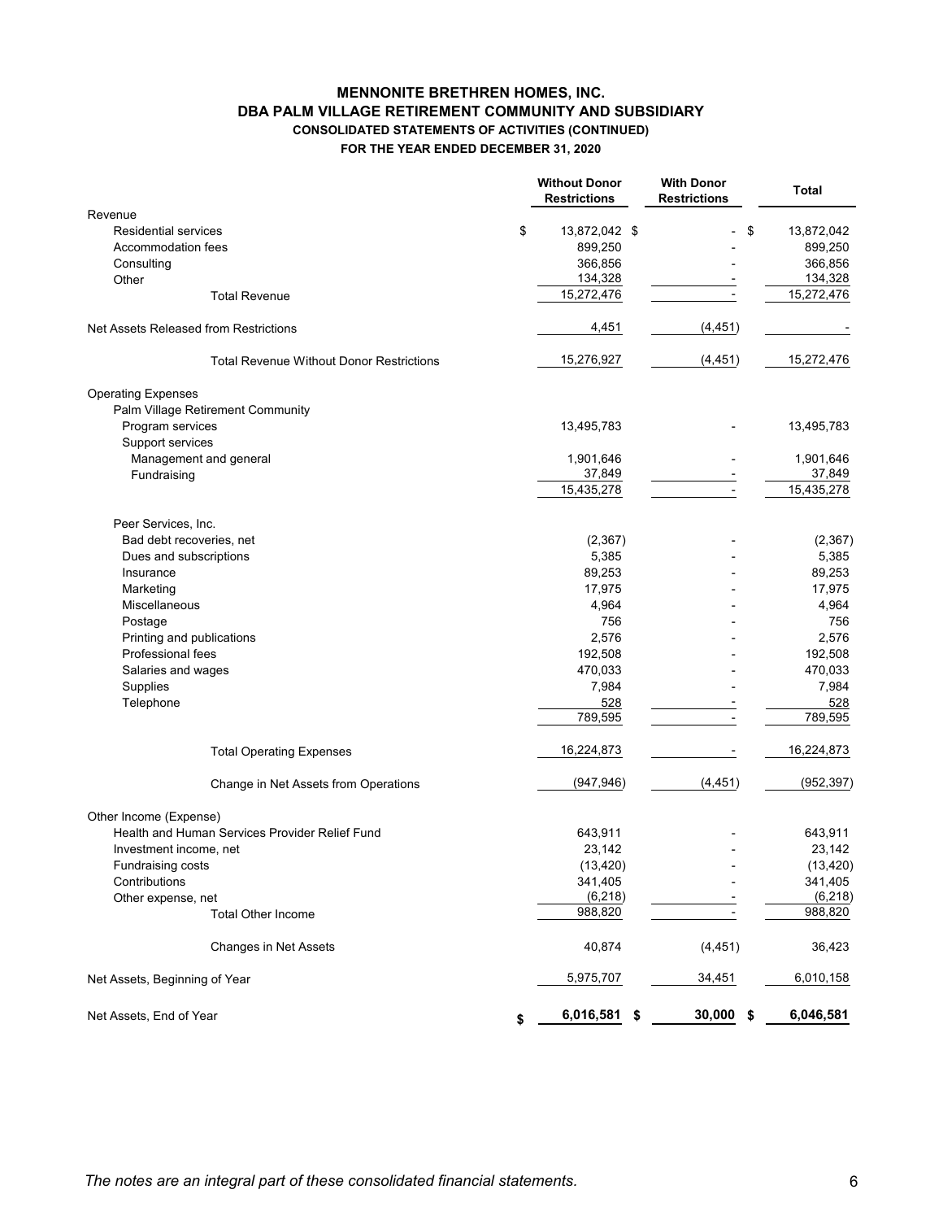# MENNONITE BRETHREN HOMES, INC.
## DBA PALM VILLAGE RETIREMENT COMMUNITY AND SUBSIDIARY
### CONSOLIDATED STATEMENTS OF ACTIVITIES (CONTINUED)
### FOR THE YEAR ENDED DECEMBER 31, 2020

| | Without Donor Restrictions | With Donor Restrictions | Total |
|---|---|---|---|
| **Revenue** | | | |
| Residential services | $ 13,872,042 | $ - | $ 13,872,042 |
| Accommodation fees | 899,250 | - | 899,250 |
| Consulting | 366,856 | - | 366,856 |
| Other | 134,328 | - | 134,328 |
| Total Revenue | 15,272,476 | - | 15,272,476 |
| Net Assets Released from Restrictions | 4,451 | (4,451) | - |
| Total Revenue Without Donor Restrictions | 15,276,927 | (4,451) | 15,272,476 |
| **Operating Expenses** | | | |
| Palm Village Retirement Community | | | |
| Program services | 13,495,783 | - | 13,495,783 |
| Support services | | | |
| Management and general | 1,901,646 | - | 1,901,646 |
| Fundraising | 37,849 | - | 37,849 |
| | 15,435,278 | - | 15,435,278 |
| Peer Services, Inc. | | | |
| Bad debt recoveries, net | (2,367) | - | (2,367) |
| Dues and subscriptions | 5,385 | - | 5,385 |
| Insurance | 89,253 | - | 89,253 |
| Marketing | 17,975 | - | 17,975 |
| Miscellaneous | 4,964 | - | 4,964 |
| Postage | 756 | - | 756 |
| Printing and publications | 2,576 | - | 2,576 |
| Professional fees | 192,508 | - | 192,508 |
| Salaries and wages | 470,033 | - | 470,033 |
| Supplies | 7,984 | - | 7,984 |
| Telephone | 528 | - | 528 |
| | 789,595 | - | 789,595 |
| Total Operating Expenses | 16,224,873 | - | 16,224,873 |
| Change in Net Assets from Operations | (947,946) | (4,451) | (952,397) |
| **Other Income (Expense)** | | | |
| Health and Human Services Provider Relief Fund | 643,911 | - | 643,911 |
| Investment income, net | 23,142 | - | 23,142 |
| Fundraising costs | (13,420) | - | (13,420) |
| Contributions | 341,405 | - | 341,405 |
| Other expense, net | (6,218) | - | (6,218) |
| Total Other Income | 988,820 | - | 988,820 |
| Changes in Net Assets | 40,874 | (4,451) | 36,423 |
| Net Assets, Beginning of Year | 5,975,707 | 34,451 | 6,010,158 |
| **Net Assets, End of Year** | **$ 6,016,581** | **$ 30,000** | **$ 6,046,581** |

*The notes are an integral part of these consolidated financial statements.*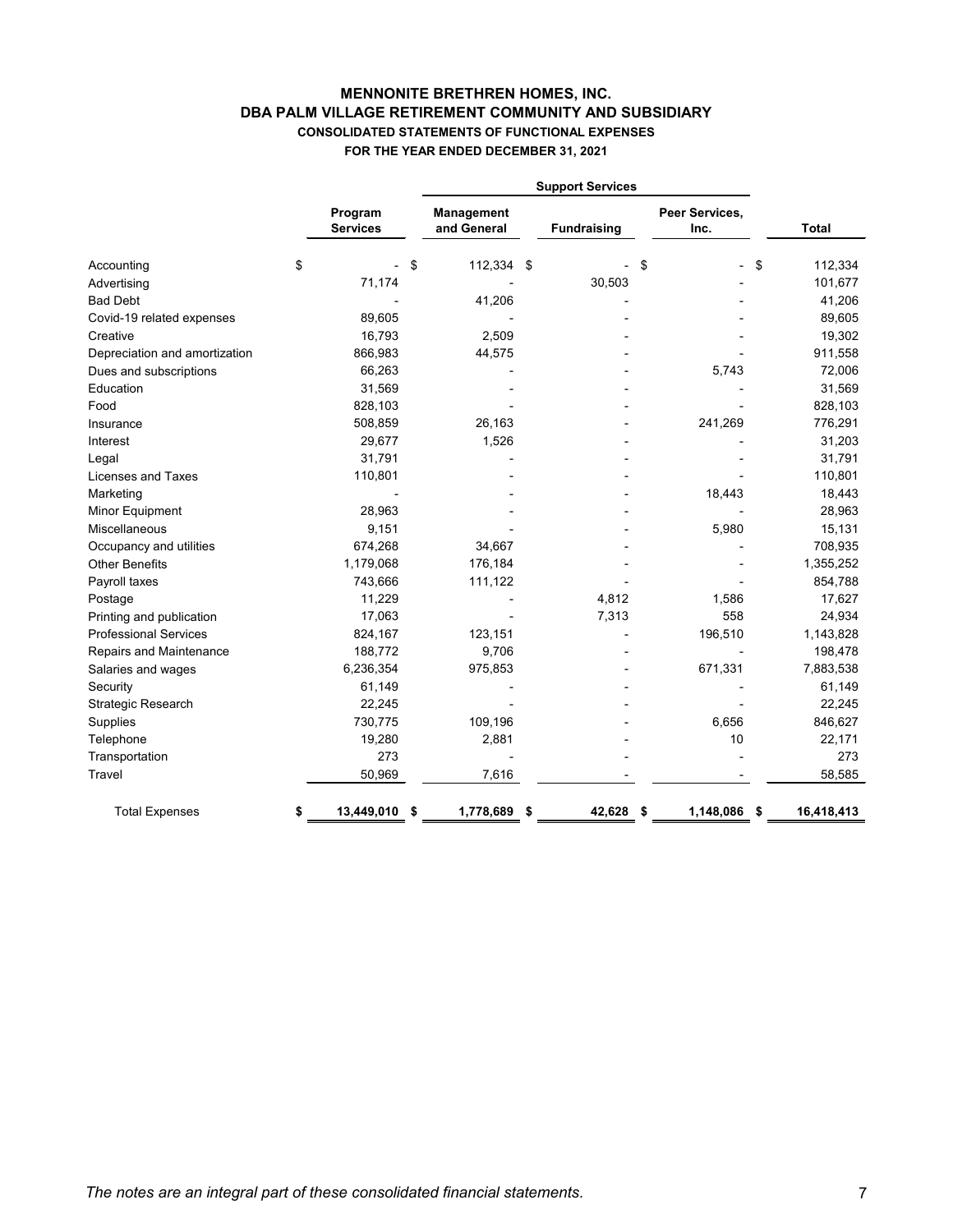# MENNONITE BRETHREN HOMES, INC.
## DBA PALM VILLAGE RETIREMENT COMMUNITY AND SUBSIDIARY
### CONSOLIDATED STATEMENTS OF FUNCTIONAL EXPENSES
### FOR THE YEAR ENDED DECEMBER 31, 2021

| | | Support Services | | | |
|---|---|---|---|---|---|
| | Program Services | Management and General | Fundraising | Peer Services, Inc. | Total |
| Accounting | $ - | $ 112,334 | $ - | $ - | $ 112,334 |
| Advertising | 71,174 | - | 30,503 | - | 101,677 |
| Bad Debt | - | 41,206 | - | - | 41,206 |
| Covid-19 related expenses | 89,605 | - | - | - | 89,605 |
| Creative | 16,793 | 2,509 | - | - | 19,302 |
| Depreciation and amortization | 866,983 | 44,575 | - | - | 911,558 |
| Dues and subscriptions | 66,263 | - | - | 5,743 | 72,006 |
| Education | 31,569 | - | - | - | 31,569 |
| Food | 828,103 | - | - | - | 828,103 |
| Insurance | 508,859 | 26,163 | - | 241,269 | 776,291 |
| Interest | 29,677 | 1,526 | - | - | 31,203 |
| Legal | 31,791 | - | - | - | 31,791 |
| Licenses and Taxes | 110,801 | - | - | - | 110,801 |
| Marketing | - | - | - | 18,443 | 18,443 |
| Minor Equipment | 28,963 | - | - | - | 28,963 |
| Miscellaneous | 9,151 | - | - | 5,980 | 15,131 |
| Occupancy and utilities | 674,268 | 34,667 | - | - | 708,935 |
| Other Benefits | 1,179,068 | 176,184 | - | - | 1,355,252 |
| Payroll taxes | 743,666 | 111,122 | - | - | 854,788 |
| Postage | 11,229 | - | 4,812 | 1,586 | 17,627 |
| Printing and publication | 17,063 | - | 7,313 | 558 | 24,934 |
| Professional Services | 824,167 | 123,151 | - | 196,510 | 1,143,828 |
| Repairs and Maintenance | 188,772 | 9,706 | - | - | 198,478 |
| Salaries and wages | 6,236,354 | 975,853 | - | 671,331 | 7,883,538 |
| Security | 61,149 | - | - | - | 61,149 |
| Strategic Research | 22,245 | - | - | - | 22,245 |
| Supplies | 730,775 | 109,196 | - | 6,656 | 846,627 |
| Telephone | 19,280 | 2,881 | - | 10 | 22,171 |
| Transportation | 273 | - | - | - | 273 |
| Travel | 50,969 | 7,616 | - | - | 58,585 |
| **Total Expenses** | **$ 13,449,010** | **$ 1,778,689** | **$ 42,628** | **$ 1,148,086** | **$ 16,418,413** |

*The notes are an integral part of these consolidated financial statements.*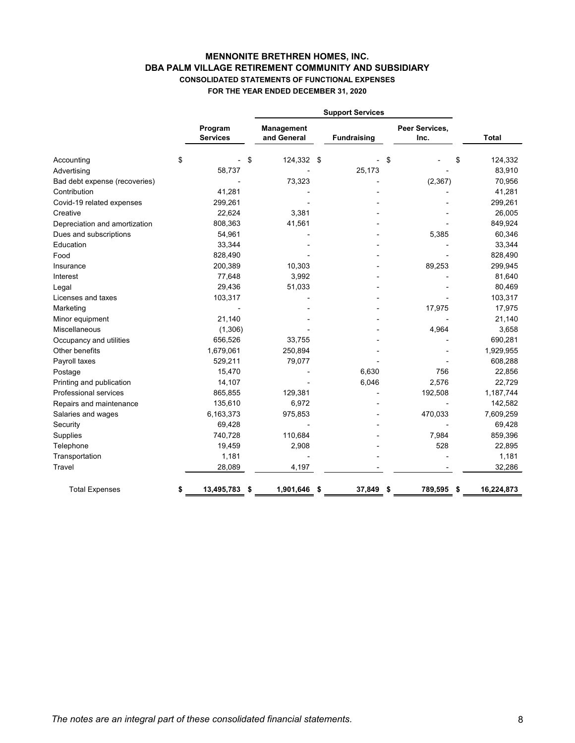# MENNONITE BRETHREN HOMES, INC.
## DBA PALM VILLAGE RETIREMENT COMMUNITY AND SUBSIDIARY
### CONSOLIDATED STATEMENTS OF FUNCTIONAL EXPENSES
### FOR THE YEAR ENDED DECEMBER 31, 2020

| | Program Services | Support Services | | | Total |
|---|---|---|---|---|---|
| | | Management and General | Fundraising | Peer Services, Inc. | |
| Accounting | $ - | $ 124,332 | $ - | $ - | $ 124,332 |
| Advertising | 58,737 | - | 25,173 | - | 83,910 |
| Bad debt expense (recoveries) | - | 73,323 | - | (2,367) | 70,956 |
| Contribution | 41,281 | - | - | - | 41,281 |
| Covid-19 related expenses | 299,261 | - | - | - | 299,261 |
| Creative | 22,624 | 3,381 | - | - | 26,005 |
| Depreciation and amortization | 808,363 | 41,561 | - | - | 849,924 |
| Dues and subscriptions | 54,961 | - | - | 5,385 | 60,346 |
| Education | 33,344 | - | - | - | 33,344 |
| Food | 828,490 | - | - | - | 828,490 |
| Insurance | 200,389 | 10,303 | - | 89,253 | 299,945 |
| Interest | 77,648 | 3,992 | - | - | 81,640 |
| Legal | 29,436 | 51,033 | - | - | 80,469 |
| Licenses and taxes | 103,317 | - | - | - | 103,317 |
| Marketing | - | - | - | 17,975 | 17,975 |
| Minor equipment | 21,140 | - | - | - | 21,140 |
| Miscellaneous | (1,306) | - | - | 4,964 | 3,658 |
| Occupancy and utilities | 656,526 | 33,755 | - | - | 690,281 |
| Other benefits | 1,679,061 | 250,894 | - | - | 1,929,955 |
| Payroll taxes | 529,211 | 79,077 | - | - | 608,288 |
| Postage | 15,470 | - | 6,630 | 756 | 22,856 |
| Printing and publication | 14,107 | - | 6,046 | 2,576 | 22,729 |
| Professional services | 865,855 | 129,381 | - | 192,508 | 1,187,744 |
| Repairs and maintenance | 135,610 | 6,972 | - | - | 142,582 |
| Salaries and wages | 6,163,373 | 975,853 | - | 470,033 | 7,609,259 |
| Security | 69,428 | - | - | - | 69,428 |
| Supplies | 740,728 | 110,684 | - | 7,984 | 859,396 |
| Telephone | 19,459 | 2,908 | - | 528 | 22,895 |
| Transportation | 1,181 | - | - | - | 1,181 |
| Travel | 28,089 | 4,197 | - | - | 32,286 |
| **Total Expenses** | **$ 13,495,783** | **$ 1,901,646** | **$ 37,849** | **$ 789,595** | **$ 16,224,873** |

*The notes are an integral part of these consolidated financial statements.*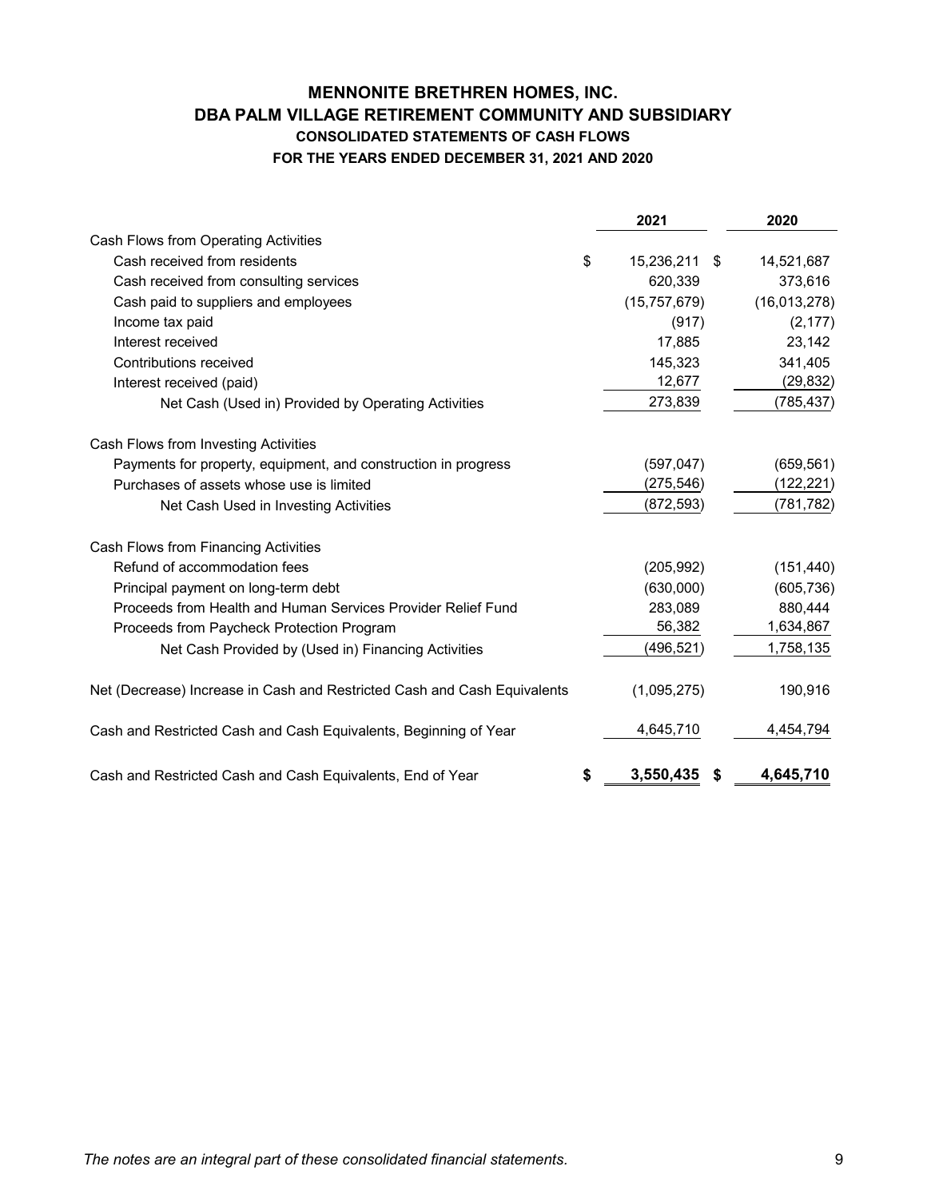# MENNONITE BRETHREN HOMES, INC.
## DBA PALM VILLAGE RETIREMENT COMMUNITY AND SUBSIDIARY
### CONSOLIDATED STATEMENTS OF CASH FLOWS
### FOR THE YEARS ENDED DECEMBER 31, 2021 AND 2020

| | 2021 | 2020 |
|---|---|---|
| Cash Flows from Operating Activities | | |
| Cash received from residents | $ 15,236,211 | $ 14,521,687 |
| Cash received from consulting services | 620,339 | 373,616 |
| Cash paid to suppliers and employees | (15,757,679) | (16,013,278) |
| Income tax paid | (917) | (2,177) |
| Interest received | 17,885 | 23,142 |
| Contributions received | 145,323 | 341,405 |
| Interest received (paid) | 12,677 | (29,832) |
| Net Cash (Used in) Provided by Operating Activities | 273,839 | (785,437) |
| Cash Flows from Investing Activities | | |
| Payments for property, equipment, and construction in progress | (597,047) | (659,561) |
| Purchases of assets whose use is limited | (275,546) | (122,221) |
| Net Cash Used in Investing Activities | (872,593) | (781,782) |
| Cash Flows from Financing Activities | | |
| Refund of accommodation fees | (205,992) | (151,440) |
| Principal payment on long-term debt | (630,000) | (605,736) |
| Proceeds from Health and Human Services Provider Relief Fund | 283,089 | 880,444 |
| Proceeds from Paycheck Protection Program | 56,382 | 1,634,867 |
| Net Cash Provided by (Used in) Financing Activities | (496,521) | 1,758,135 |
| Net (Decrease) Increase in Cash and Restricted Cash and Cash Equivalents | (1,095,275) | 190,916 |
| Cash and Restricted Cash and Cash Equivalents, Beginning of Year | 4,645,710 | 4,454,794 |
| **Cash and Restricted Cash and Cash Equivalents, End of Year** | **$ 3,550,435** | **$ 4,645,710** |

*The notes are an integral part of these consolidated financial statements.*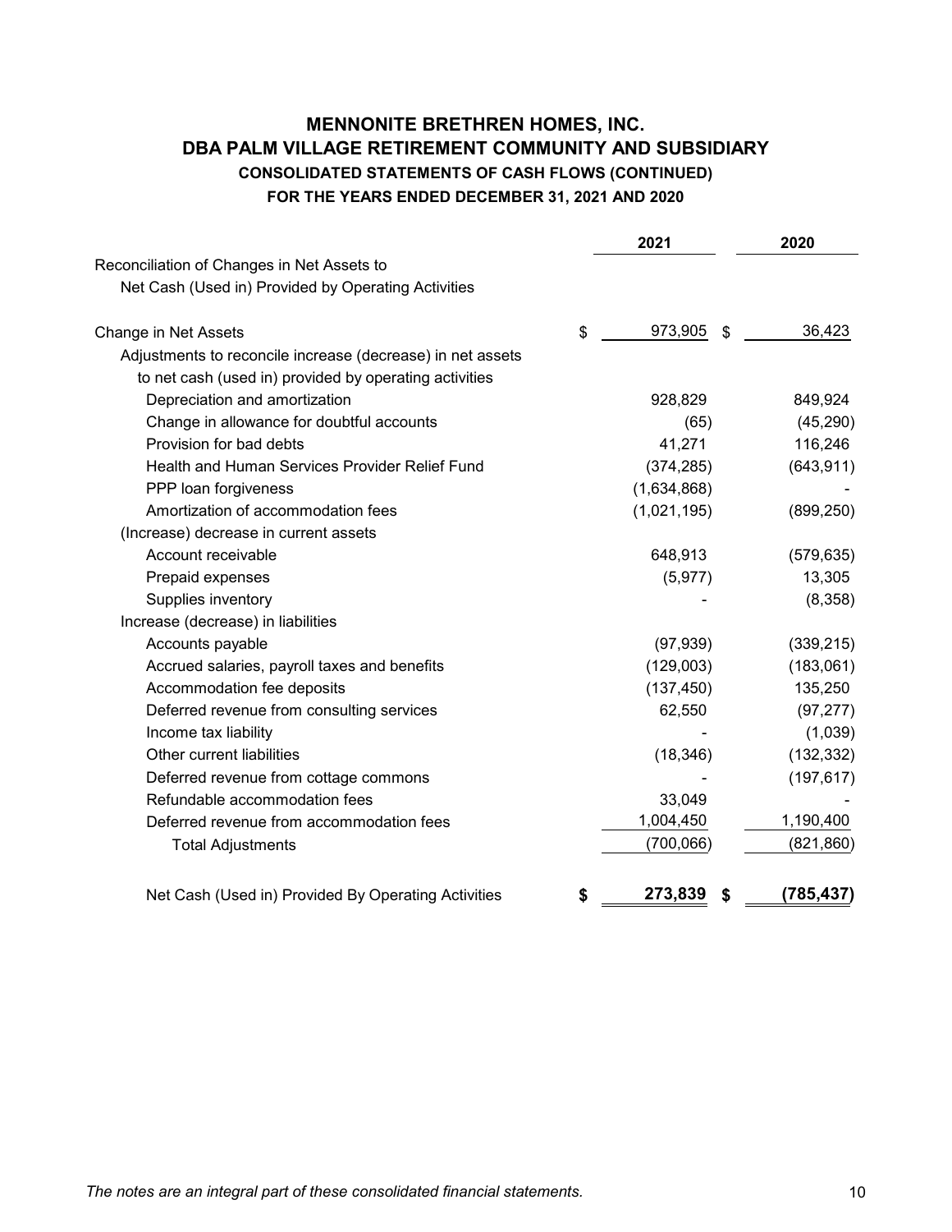# MENNONITE BRETHREN HOMES, INC.
## DBA PALM VILLAGE RETIREMENT COMMUNITY AND SUBSIDIARY
### CONSOLIDATED STATEMENTS OF CASH FLOWS (CONTINUED)
### FOR THE YEARS ENDED DECEMBER 31, 2021 AND 2020

| | 2021 | 2020 |
|---|---|---|
| Reconciliation of Changes in Net Assets to Net Cash (Used in) Provided by Operating Activities | | |
| Change in Net Assets | $ 973,905 | $ 36,423 |
| Adjustments to reconcile increase (decrease) in net assets to net cash (used in) provided by operating activities | | |
| Depreciation and amortization | 928,829 | 849,924 |
| Change in allowance for doubtful accounts | (65) | (45,290) |
| Provision for bad debts | 41,271 | 116,246 |
| Health and Human Services Provider Relief Fund | (374,285) | (643,911) |
| PPP loan forgiveness | (1,634,868) | - |
| Amortization of accommodation fees | (1,021,195) | (899,250) |
| (Increase) decrease in current assets | | |
| Account receivable | 648,913 | (579,635) |
| Prepaid expenses | (5,977) | 13,305 |
| Supplies inventory | - | (8,358) |
| Increase (decrease) in liabilities | | |
| Accounts payable | (97,939) | (339,215) |
| Accrued salaries, payroll taxes and benefits | (129,003) | (183,061) |
| Accommodation fee deposits | (137,450) | 135,250 |
| Deferred revenue from consulting services | 62,550 | (97,277) |
| Income tax liability | - | (1,039) |
| Other current liabilities | (18,346) | (132,332) |
| Deferred revenue from cottage commons | - | (197,617) |
| Refundable accommodation fees | 33,049 | - |
| Deferred revenue from accommodation fees | 1,004,450 | 1,190,400 |
| Total Adjustments | (700,066) | (821,860) |
| **Net Cash (Used in) Provided By Operating Activities** | **$ 273,839** | **$ (785,437)** |

*The notes are an integral part of these consolidated financial statements.*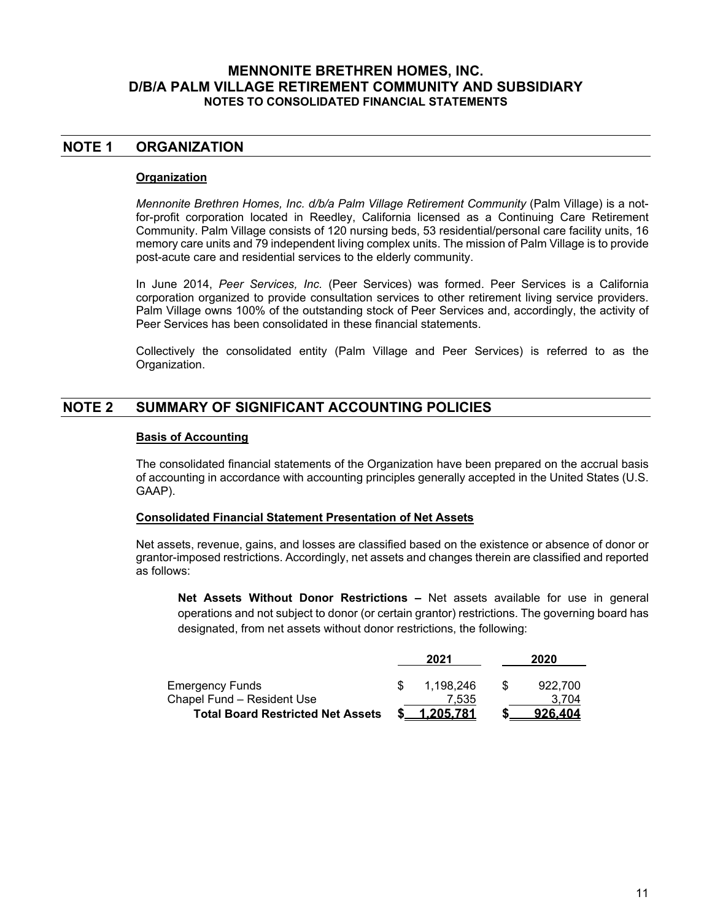# MENNONITE BRETHREN HOMES, INC.
# D/B/A PALM VILLAGE RETIREMENT COMMUNITY AND SUBSIDIARY
## NOTES TO CONSOLIDATED FINANCIAL STATEMENTS

## NOTE 1 ORGANIZATION

### Organization

*Mennonite Brethren Homes, Inc. d/b/a Palm Village Retirement Community* (Palm Village) is a not-for-profit corporation located in Reedley, California licensed as a Continuing Care Retirement Community. Palm Village consists of 120 nursing beds, 53 residential/personal care facility units, 16 memory care units and 79 independent living complex units. The mission of Palm Village is to provide post-acute care and residential services to the elderly community.

In June 2014, *Peer Services, Inc.* (Peer Services) was formed. Peer Services is a California corporation organized to provide consultation services to other retirement living service providers. Palm Village owns 100% of the outstanding stock of Peer Services and, accordingly, the activity of Peer Services has been consolidated in these financial statements.

Collectively the consolidated entity (Palm Village and Peer Services) is referred to as the Organization.

## NOTE 2 SUMMARY OF SIGNIFICANT ACCOUNTING POLICIES

### Basis of Accounting

The consolidated financial statements of the Organization have been prepared on the accrual basis of accounting in accordance with accounting principles generally accepted in the United States (U.S. GAAP).

### Consolidated Financial Statement Presentation of Net Assets

Net assets, revenue, gains, and losses are classified based on the existence or absence of donor or grantor-imposed restrictions. Accordingly, net assets and changes therein are classified and reported as follows:

**Net Assets Without Donor Restrictions –** Net assets available for use in general operations and not subject to donor (or certain grantor) restrictions. The governing board has designated, from net assets without donor restrictions, the following:

| | 2021 | 2020 |
|---|---|---|
| Emergency Funds | $ 1,198,246 | $ 922,700 |
| Chapel Fund – Resident Use | 7,535 | 3,704 |
| **Total Board Restricted Net Assets** | **$ 1,205,781** | **$ 926,404** |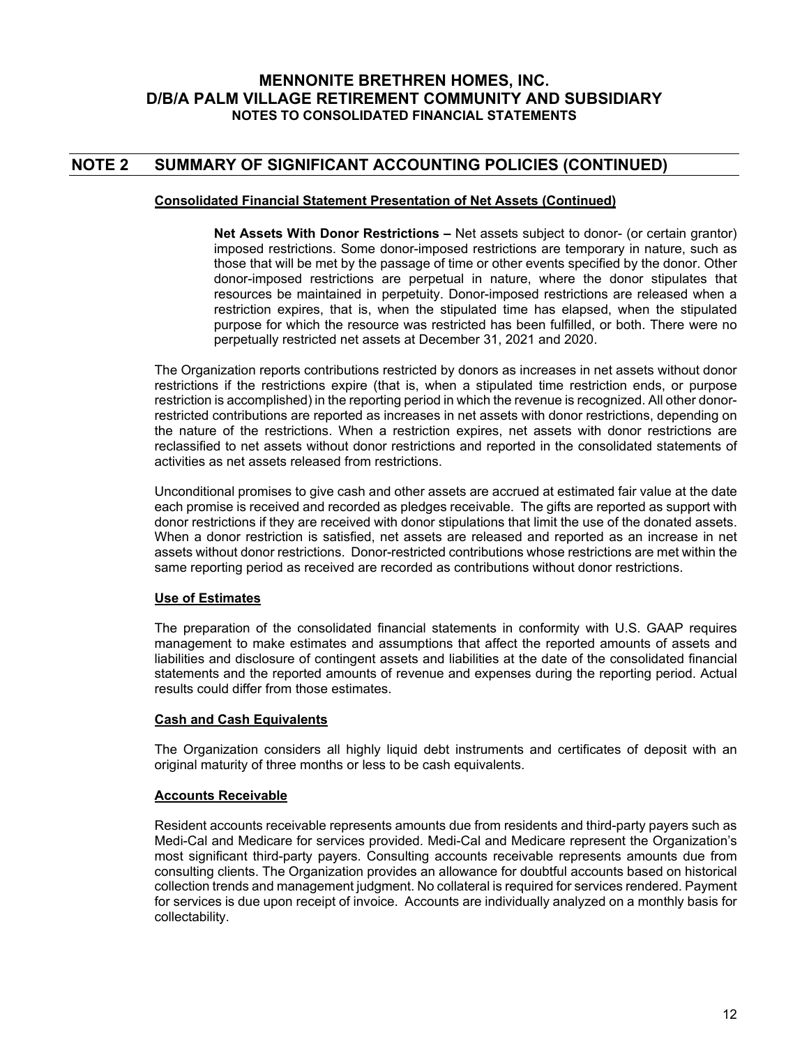## NOTE 2 SUMMARY OF SIGNIFICANT ACCOUNTING POLICIES (CONTINUED)

### Consolidated Financial Statement Presentation of Net Assets (Continued)

**Net Assets With Donor Restrictions –** Net assets subject to donor- (or certain grantor) imposed restrictions. Some donor-imposed restrictions are temporary in nature, such as those that will be met by the passage of time or other events specified by the donor. Other donor-imposed restrictions are perpetual in nature, where the donor stipulates that resources be maintained in perpetuity. Donor-imposed restrictions are released when a restriction expires, that is, when the stipulated time has elapsed, when the stipulated purpose for which the resource was restricted has been fulfilled, or both. There were no perpetually restricted net assets at December 31, 2021 and 2020.

The Organization reports contributions restricted by donors as increases in net assets without donor restrictions if the restrictions expire (that is, when a stipulated time restriction ends, or purpose restriction is accomplished) in the reporting period in which the revenue is recognized. All other donor-restricted contributions are reported as increases in net assets with donor restrictions, depending on the nature of the restrictions. When a restriction expires, net assets with donor restrictions are reclassified to net assets without donor restrictions and reported in the consolidated statements of activities as net assets released from restrictions.

Unconditional promises to give cash and other assets are accrued at estimated fair value at the date each promise is received and recorded as pledges receivable. The gifts are reported as support with donor restrictions if they are received with donor stipulations that limit the use of the donated assets. When a donor restriction is satisfied, net assets are released and reported as an increase in net assets without donor restrictions. Donor-restricted contributions whose restrictions are met within the same reporting period as received are recorded as contributions without donor restrictions.

### Use of Estimates

The preparation of the consolidated financial statements in conformity with U.S. GAAP requires management to make estimates and assumptions that affect the reported amounts of assets and liabilities and disclosure of contingent assets and liabilities at the date of the consolidated financial statements and the reported amounts of revenue and expenses during the reporting period. Actual results could differ from those estimates.

### Cash and Cash Equivalents

The Organization considers all highly liquid debt instruments and certificates of deposit with an original maturity of three months or less to be cash equivalents.

### Accounts Receivable

Resident accounts receivable represents amounts due from residents and third-party payers such as Medi-Cal and Medicare for services provided. Medi-Cal and Medicare represent the Organization's most significant third-party payers. Consulting accounts receivable represents amounts due from consulting clients. The Organization provides an allowance for doubtful accounts based on historical collection trends and management judgment. No collateral is required for services rendered. Payment for services is due upon receipt of invoice. Accounts are individually analyzed on a monthly basis for collectability.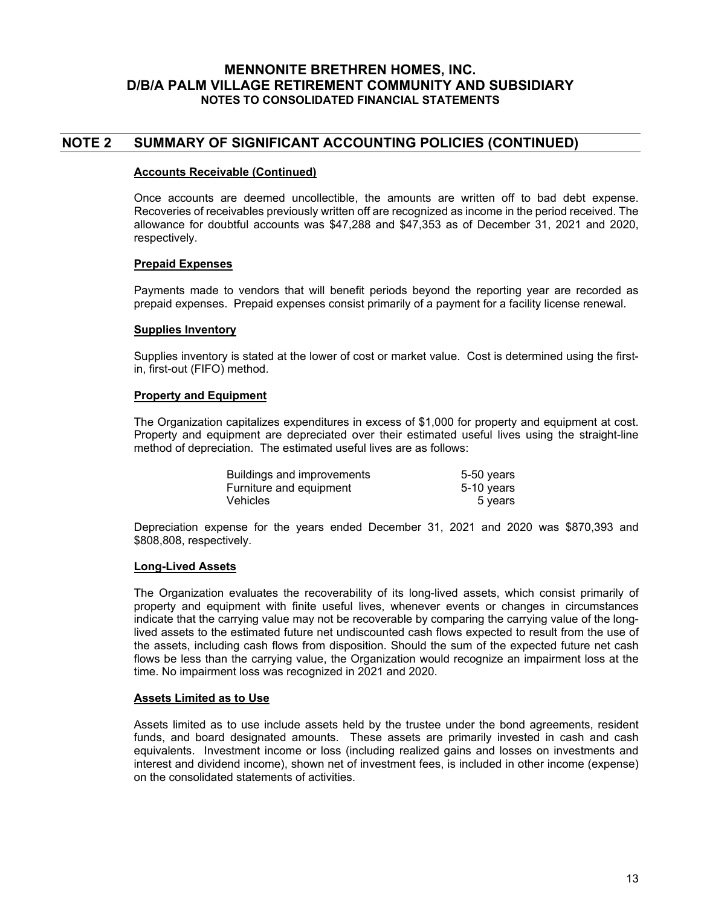## NOTE 2 SUMMARY OF SIGNIFICANT ACCOUNTING POLICIES (CONTINUED)

### Accounts Receivable (Continued)

Once accounts are deemed uncollectible, the amounts are written off to bad debt expense. Recoveries of receivables previously written off are recognized as income in the period received. The allowance for doubtful accounts was $47,288 and $47,353 as of December 31, 2021 and 2020, respectively.

### Prepaid Expenses

Payments made to vendors that will benefit periods beyond the reporting year are recorded as prepaid expenses. Prepaid expenses consist primarily of a payment for a facility license renewal.

### Supplies Inventory

Supplies inventory is stated at the lower of cost or market value. Cost is determined using the first-in, first-out (FIFO) method.

### Property and Equipment

The Organization capitalizes expenditures in excess of $1,000 for property and equipment at cost. Property and equipment are depreciated over their estimated useful lives using the straight-line method of depreciation. The estimated useful lives are as follows:

| | |
|---|---|
| Buildings and improvements | 5-50 years |
| Furniture and equipment | 5-10 years |
| Vehicles | 5 years |

Depreciation expense for the years ended December 31, 2021 and 2020 was $870,393 and $808,808, respectively.

### Long-Lived Assets

The Organization evaluates the recoverability of its long-lived assets, which consist primarily of property and equipment with finite useful lives, whenever events or changes in circumstances indicate that the carrying value may not be recoverable by comparing the carrying value of the long-lived assets to the estimated future net undiscounted cash flows expected to result from the use of the assets, including cash flows from disposition. Should the sum of the expected future net cash flows be less than the carrying value, the Organization would recognize an impairment loss at the time. No impairment loss was recognized in 2021 and 2020.

### Assets Limited as to Use

Assets limited as to use include assets held by the trustee under the bond agreements, resident funds, and board designated amounts. These assets are primarily invested in cash and cash equivalents. Investment income or loss (including realized gains and losses on investments and interest and dividend income), shown net of investment fees, is included in other income (expense) on the consolidated statements of activities.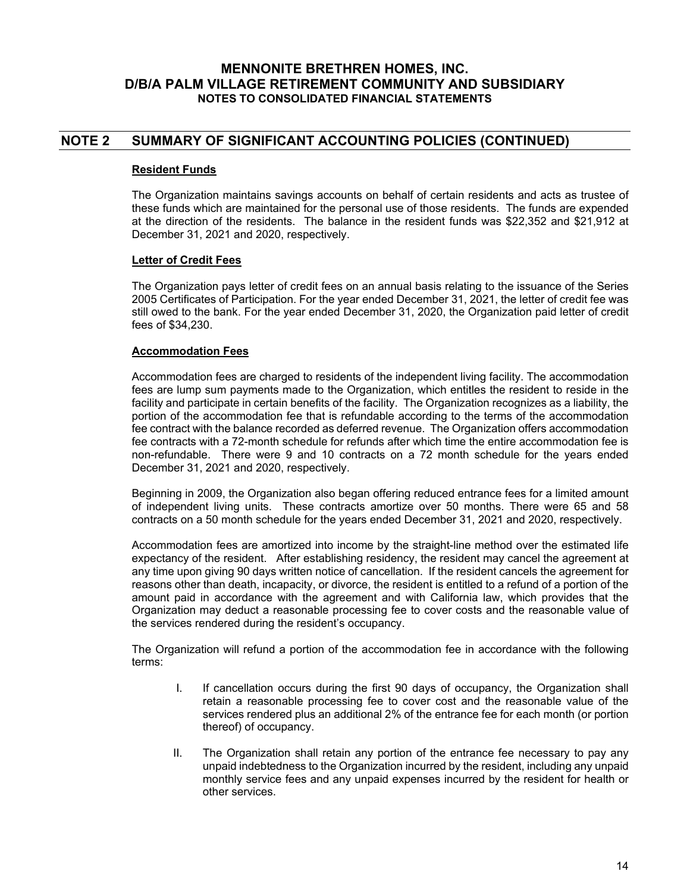# MENNONITE BRETHREN HOMES, INC.
# D/B/A PALM VILLAGE RETIREMENT COMMUNITY AND SUBSIDIARY
## NOTES TO CONSOLIDATED FINANCIAL STATEMENTS

## NOTE 2 SUMMARY OF SIGNIFICANT ACCOUNTING POLICIES (CONTINUED)

**Resident Funds**

The Organization maintains savings accounts on behalf of certain residents and acts as trustee of these funds which are maintained for the personal use of those residents. The funds are expended at the direction of the residents. The balance in the resident funds was $22,352 and $21,912 at December 31, 2021 and 2020, respectively.

**Letter of Credit Fees**

The Organization pays letter of credit fees on an annual basis relating to the issuance of the Series 2005 Certificates of Participation. For the year ended December 31, 2021, the letter of credit fee was still owed to the bank. For the year ended December 31, 2020, the Organization paid letter of credit fees of $34,230.

**Accommodation Fees**

Accommodation fees are charged to residents of the independent living facility. The accommodation fees are lump sum payments made to the Organization, which entitles the resident to reside in the facility and participate in certain benefits of the facility. The Organization recognizes as a liability, the portion of the accommodation fee that is refundable according to the terms of the accommodation fee contract with the balance recorded as deferred revenue. The Organization offers accommodation fee contracts with a 72-month schedule for refunds after which time the entire accommodation fee is non-refundable. There were 9 and 10 contracts on a 72 month schedule for the years ended December 31, 2021 and 2020, respectively.

Beginning in 2009, the Organization also began offering reduced entrance fees for a limited amount of independent living units. These contracts amortize over 50 months. There were 65 and 58 contracts on a 50 month schedule for the years ended December 31, 2021 and 2020, respectively.

Accommodation fees are amortized into income by the straight-line method over the estimated life expectancy of the resident. After establishing residency, the resident may cancel the agreement at any time upon giving 90 days written notice of cancellation. If the resident cancels the agreement for reasons other than death, incapacity, or divorce, the resident is entitled to a refund of a portion of the amount paid in accordance with the agreement and with California law, which provides that the Organization may deduct a reasonable processing fee to cover costs and the reasonable value of the services rendered during the resident's occupancy.

The Organization will refund a portion of the accommodation fee in accordance with the following terms:

I. If cancellation occurs during the first 90 days of occupancy, the Organization shall retain a reasonable processing fee to cover cost and the reasonable value of the services rendered plus an additional 2% of the entrance fee for each month (or portion thereof) of occupancy.

II. The Organization shall retain any portion of the entrance fee necessary to pay any unpaid indebtedness to the Organization incurred by the resident, including any unpaid monthly service fees and any unpaid expenses incurred by the resident for health or other services.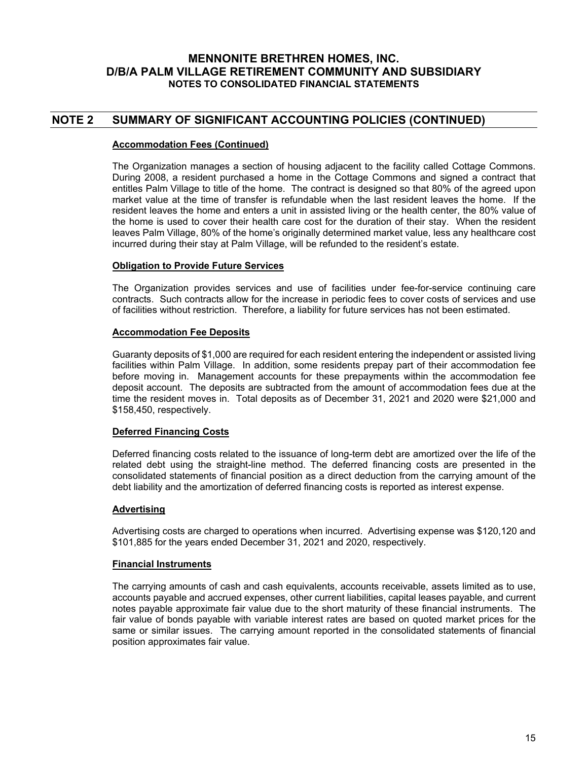## NOTE 2 SUMMARY OF SIGNIFICANT ACCOUNTING POLICIES (CONTINUED)

**Accommodation Fees (Continued)**

The Organization manages a section of housing adjacent to the facility called Cottage Commons. During 2008, a resident purchased a home in the Cottage Commons and signed a contract that entitles Palm Village to title of the home. The contract is designed so that 80% of the agreed upon market value at the time of transfer is refundable when the last resident leaves the home. If the resident leaves the home and enters a unit in assisted living or the health center, the 80% value of the home is used to cover their health care cost for the duration of their stay. When the resident leaves Palm Village, 80% of the home's originally determined market value, less any healthcare cost incurred during their stay at Palm Village, will be refunded to the resident's estate.

**Obligation to Provide Future Services**

The Organization provides services and use of facilities under fee-for-service continuing care contracts. Such contracts allow for the increase in periodic fees to cover costs of services and use of facilities without restriction. Therefore, a liability for future services has not been estimated.

**Accommodation Fee Deposits**

Guaranty deposits of $1,000 are required for each resident entering the independent or assisted living facilities within Palm Village. In addition, some residents prepay part of their accommodation fee before moving in. Management accounts for these prepayments within the accommodation fee deposit account. The deposits are subtracted from the amount of accommodation fees due at the time the resident moves in. Total deposits as of December 31, 2021 and 2020 were $21,000 and $158,450, respectively.

**Deferred Financing Costs**

Deferred financing costs related to the issuance of long-term debt are amortized over the life of the related debt using the straight-line method. The deferred financing costs are presented in the consolidated statements of financial position as a direct deduction from the carrying amount of the debt liability and the amortization of deferred financing costs is reported as interest expense.

**Advertising**

Advertising costs are charged to operations when incurred. Advertising expense was $120,120 and $101,885 for the years ended December 31, 2021 and 2020, respectively.

**Financial Instruments**

The carrying amounts of cash and cash equivalents, accounts receivable, assets limited as to use, accounts payable and accrued expenses, other current liabilities, capital leases payable, and current notes payable approximate fair value due to the short maturity of these financial instruments. The fair value of bonds payable with variable interest rates are based on quoted market prices for the same or similar issues. The carrying amount reported in the consolidated statements of financial position approximates fair value.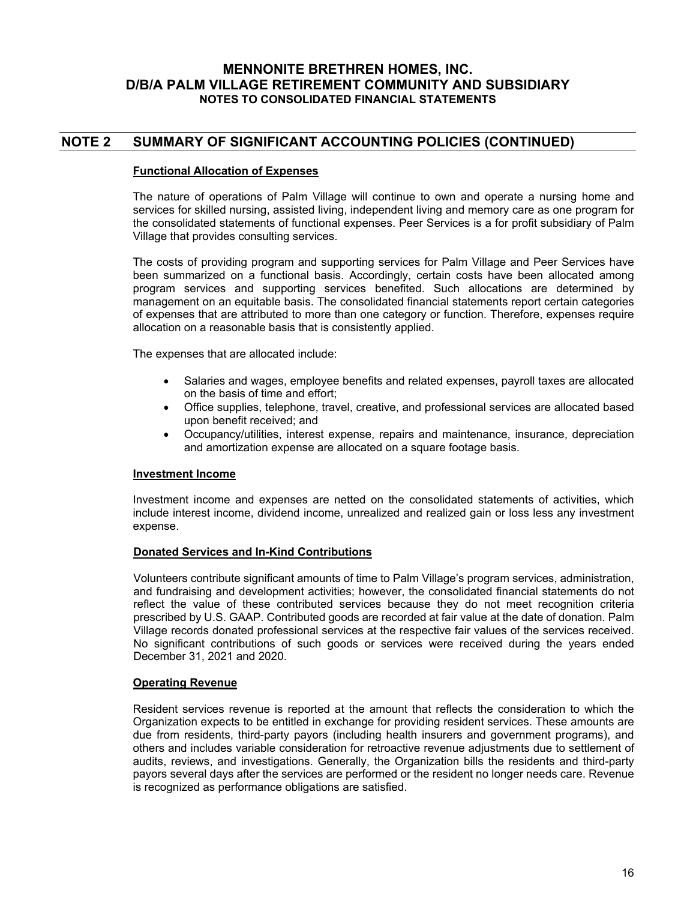# MENNONITE BRETHREN HOMES, INC.
# D/B/A PALM VILLAGE RETIREMENT COMMUNITY AND SUBSIDIARY
### NOTES TO CONSOLIDATED FINANCIAL STATEMENTS

## NOTE 2 SUMMARY OF SIGNIFICANT ACCOUNTING POLICIES (CONTINUED)

**Functional Allocation of Expenses**

The nature of operations of Palm Village will continue to own and operate a nursing home and services for skilled nursing, assisted living, independent living and memory care as one program for the consolidated statements of functional expenses. Peer Services is a for profit subsidiary of Palm Village that provides consulting services.

The costs of providing program and supporting services for Palm Village and Peer Services have been summarized on a functional basis. Accordingly, certain costs have been allocated among program services and supporting services benefited. Such allocations are determined by management on an equitable basis. The consolidated financial statements report certain categories of expenses that are attributed to more than one category or function. Therefore, expenses require allocation on a reasonable basis that is consistently applied.

The expenses that are allocated include:

- Salaries and wages, employee benefits and related expenses, payroll taxes are allocated on the basis of time and effort;
- Office supplies, telephone, travel, creative, and professional services are allocated based upon benefit received; and
- Occupancy/utilities, interest expense, repairs and maintenance, insurance, depreciation and amortization expense are allocated on a square footage basis.

**Investment Income**

Investment income and expenses are netted on the consolidated statements of activities, which include interest income, dividend income, unrealized and realized gain or loss less any investment expense.

**Donated Services and In-Kind Contributions**

Volunteers contribute significant amounts of time to Palm Village's program services, administration, and fundraising and development activities; however, the consolidated financial statements do not reflect the value of these contributed services because they do not meet recognition criteria prescribed by U.S. GAAP. Contributed goods are recorded at fair value at the date of donation. Palm Village records donated professional services at the respective fair values of the services received. No significant contributions of such goods or services were received during the years ended December 31, 2021 and 2020.

**Operating Revenue**

Resident services revenue is reported at the amount that reflects the consideration to which the Organization expects to be entitled in exchange for providing resident services. These amounts are due from residents, third-party payors (including health insurers and government programs), and others and includes variable consideration for retroactive revenue adjustments due to settlement of audits, reviews, and investigations. Generally, the Organization bills the residents and third-party payors several days after the services are performed or the resident no longer needs care. Revenue is recognized as performance obligations are satisfied.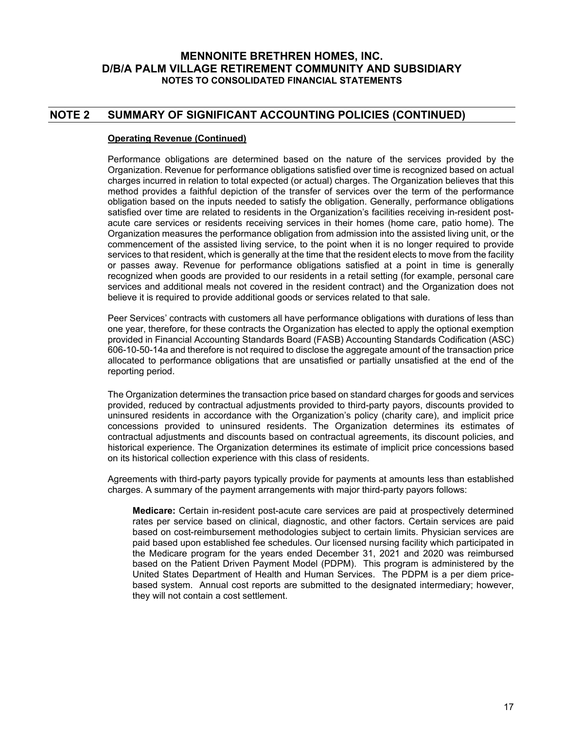# MENNONITE BRETHREN HOMES, INC.
# D/B/A PALM VILLAGE RETIREMENT COMMUNITY AND SUBSIDIARY
### NOTES TO CONSOLIDATED FINANCIAL STATEMENTS

## NOTE 2 SUMMARY OF SIGNIFICANT ACCOUNTING POLICIES (CONTINUED)

**Operating Revenue (Continued)**

Performance obligations are determined based on the nature of the services provided by the Organization. Revenue for performance obligations satisfied over time is recognized based on actual charges incurred in relation to total expected (or actual) charges. The Organization believes that this method provides a faithful depiction of the transfer of services over the term of the performance obligation based on the inputs needed to satisfy the obligation. Generally, performance obligations satisfied over time are related to residents in the Organization's facilities receiving in-resident post-acute care services or residents receiving services in their homes (home care, patio home). The Organization measures the performance obligation from admission into the assisted living unit, or the commencement of the assisted living service, to the point when it is no longer required to provide services to that resident, which is generally at the time that the resident elects to move from the facility or passes away. Revenue for performance obligations satisfied at a point in time is generally recognized when goods are provided to our residents in a retail setting (for example, personal care services and additional meals not covered in the resident contract) and the Organization does not believe it is required to provide additional goods or services related to that sale.

Peer Services' contracts with customers all have performance obligations with durations of less than one year, therefore, for these contracts the Organization has elected to apply the optional exemption provided in Financial Accounting Standards Board (FASB) Accounting Standards Codification (ASC) 606-10-50-14a and therefore is not required to disclose the aggregate amount of the transaction price allocated to performance obligations that are unsatisfied or partially unsatisfied at the end of the reporting period.

The Organization determines the transaction price based on standard charges for goods and services provided, reduced by contractual adjustments provided to third-party payors, discounts provided to uninsured residents in accordance with the Organization's policy (charity care), and implicit price concessions provided to uninsured residents. The Organization determines its estimates of contractual adjustments and discounts based on contractual agreements, its discount policies, and historical experience. The Organization determines its estimate of implicit price concessions based on its historical collection experience with this class of residents.

Agreements with third-party payors typically provide for payments at amounts less than established charges. A summary of the payment arrangements with major third-party payors follows:

**Medicare:** Certain in-resident post-acute care services are paid at prospectively determined rates per service based on clinical, diagnostic, and other factors. Certain services are paid based on cost-reimbursement methodologies subject to certain limits. Physician services are paid based upon established fee schedules. Our licensed nursing facility which participated in the Medicare program for the years ended December 31, 2021 and 2020 was reimbursed based on the Patient Driven Payment Model (PDPM). This program is administered by the United States Department of Health and Human Services. The PDPM is a per diem price-based system. Annual cost reports are submitted to the designated intermediary; however, they will not contain a cost settlement.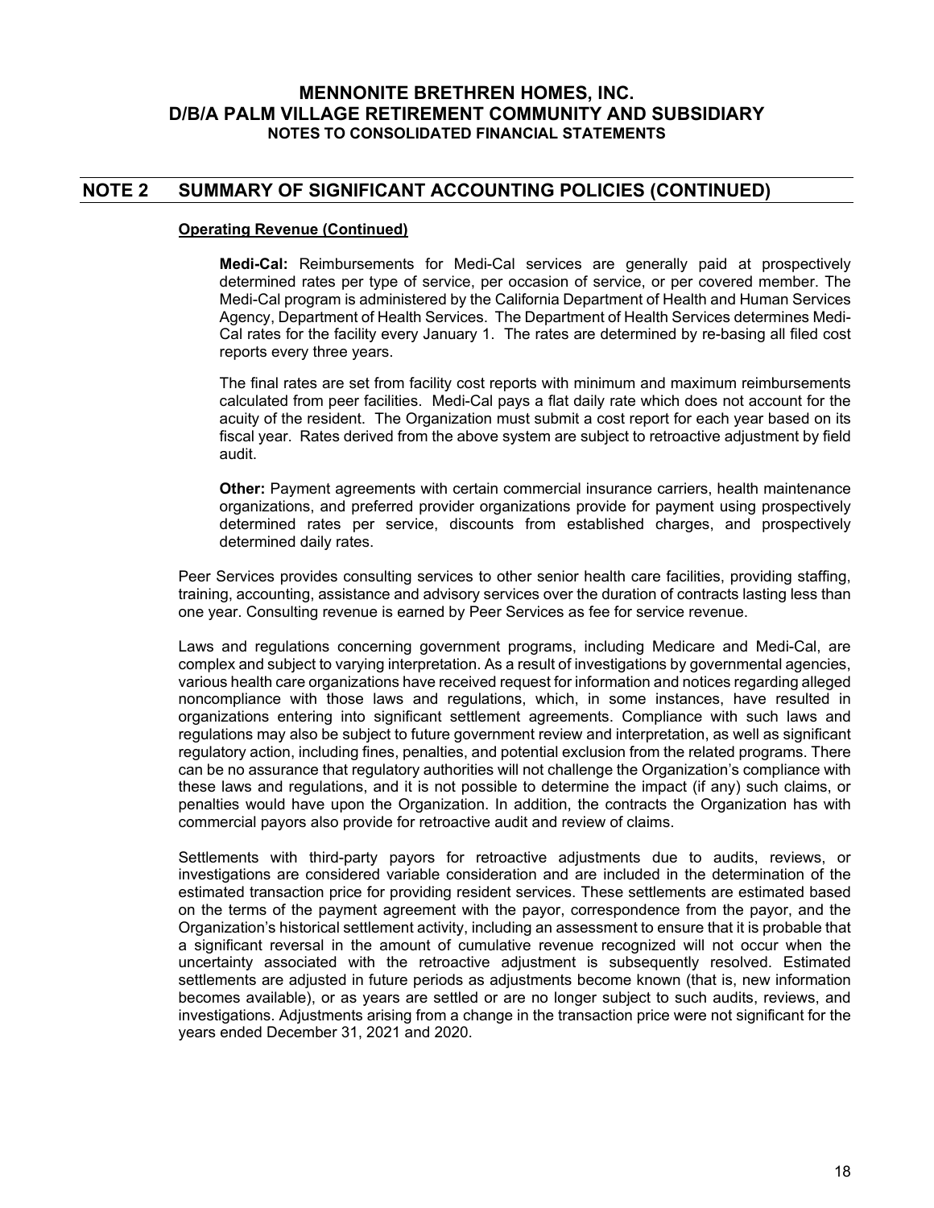## NOTE 2 SUMMARY OF SIGNIFICANT ACCOUNTING POLICIES (CONTINUED)

### Operating Revenue (Continued)

**Medi-Cal:** Reimbursements for Medi-Cal services are generally paid at prospectively determined rates per type of service, per occasion of service, or per covered member. The Medi-Cal program is administered by the California Department of Health and Human Services Agency, Department of Health Services. The Department of Health Services determines Medi-Cal rates for the facility every January 1. The rates are determined by re-basing all filed cost reports every three years.

The final rates are set from facility cost reports with minimum and maximum reimbursements calculated from peer facilities. Medi-Cal pays a flat daily rate which does not account for the acuity of the resident. The Organization must submit a cost report for each year based on its fiscal year. Rates derived from the above system are subject to retroactive adjustment by field audit.

**Other:** Payment agreements with certain commercial insurance carriers, health maintenance organizations, and preferred provider organizations provide for payment using prospectively determined rates per service, discounts from established charges, and prospectively determined daily rates.

Peer Services provides consulting services to other senior health care facilities, providing staffing, training, accounting, assistance and advisory services over the duration of contracts lasting less than one year. Consulting revenue is earned by Peer Services as fee for service revenue.

Laws and regulations concerning government programs, including Medicare and Medi-Cal, are complex and subject to varying interpretation. As a result of investigations by governmental agencies, various health care organizations have received request for information and notices regarding alleged noncompliance with those laws and regulations, which, in some instances, have resulted in organizations entering into significant settlement agreements. Compliance with such laws and regulations may also be subject to future government review and interpretation, as well as significant regulatory action, including fines, penalties, and potential exclusion from the related programs. There can be no assurance that regulatory authorities will not challenge the Organization's compliance with these laws and regulations, and it is not possible to determine the impact (if any) such claims, or penalties would have upon the Organization. In addition, the contracts the Organization has with commercial payors also provide for retroactive audit and review of claims.

Settlements with third-party payors for retroactive adjustments due to audits, reviews, or investigations are considered variable consideration and are included in the determination of the estimated transaction price for providing resident services. These settlements are estimated based on the terms of the payment agreement with the payor, correspondence from the payor, and the Organization's historical settlement activity, including an assessment to ensure that it is probable that a significant reversal in the amount of cumulative revenue recognized will not occur when the uncertainty associated with the retroactive adjustment is subsequently resolved. Estimated settlements are adjusted in future periods as adjustments become known (that is, new information becomes available), or as years are settled or are no longer subject to such audits, reviews, and investigations. Adjustments arising from a change in the transaction price were not significant for the years ended December 31, 2021 and 2020.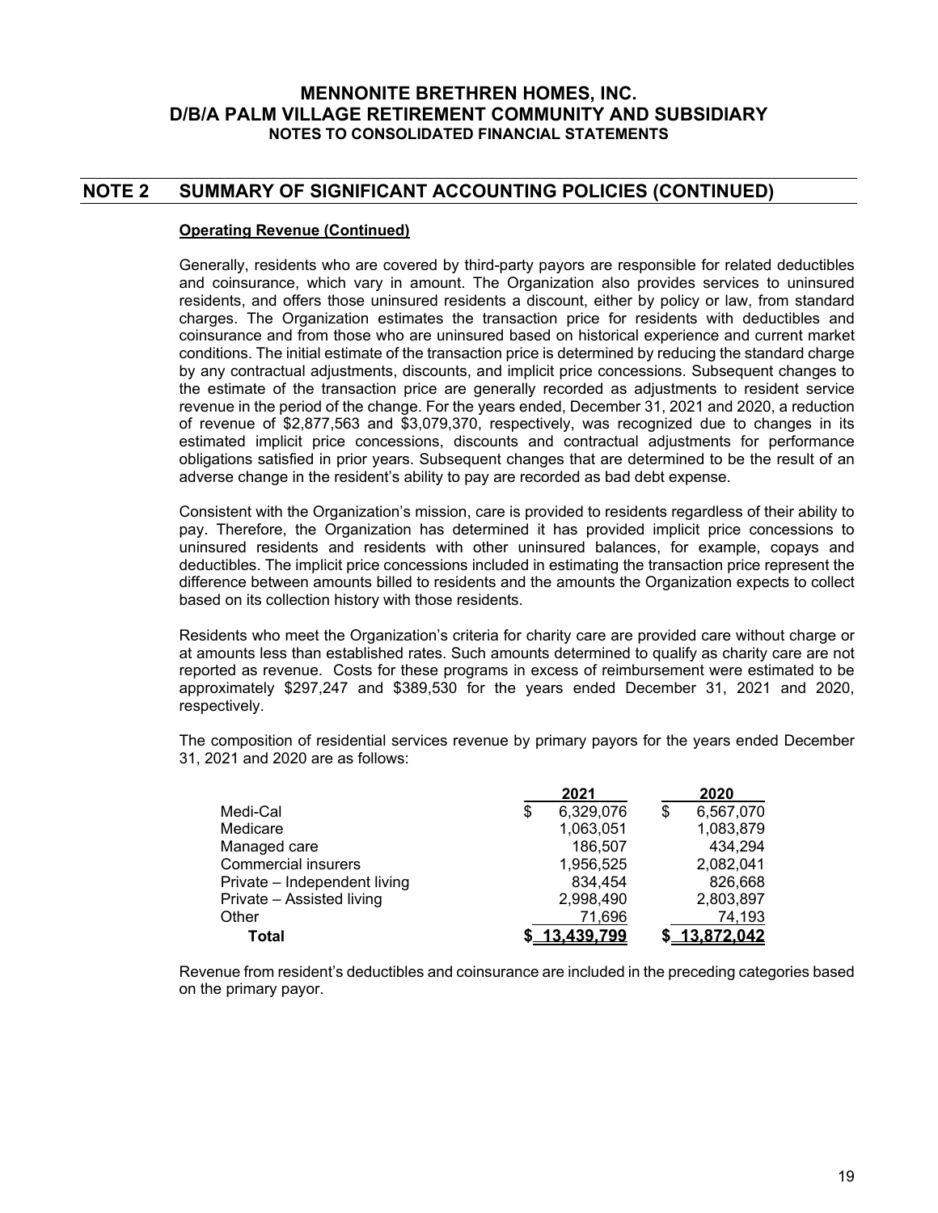# MENNONITE BRETHREN HOMES, INC.
# D/B/A PALM VILLAGE RETIREMENT COMMUNITY AND SUBSIDIARY
### NOTES TO CONSOLIDATED FINANCIAL STATEMENTS

## NOTE 2 SUMMARY OF SIGNIFICANT ACCOUNTING POLICIES (CONTINUED)

**Operating Revenue (Continued)**

Generally, residents who are covered by third-party payors are responsible for related deductibles and coinsurance, which vary in amount. The Organization also provides services to uninsured residents, and offers those uninsured residents a discount, either by policy or law, from standard charges. The Organization estimates the transaction price for residents with deductibles and coinsurance and from those who are uninsured based on historical experience and current market conditions. The initial estimate of the transaction price is determined by reducing the standard charge by any contractual adjustments, discounts, and implicit price concessions. Subsequent changes to the estimate of the transaction price are generally recorded as adjustments to resident service revenue in the period of the change. For the years ended, December 31, 2021 and 2020, a reduction of revenue of $2,877,563 and $3,079,370, respectively, was recognized due to changes in its estimated implicit price concessions, discounts and contractual adjustments for performance obligations satisfied in prior years. Subsequent changes that are determined to be the result of an adverse change in the resident's ability to pay are recorded as bad debt expense.

Consistent with the Organization's mission, care is provided to residents regardless of their ability to pay. Therefore, the Organization has determined it has provided implicit price concessions to uninsured residents and residents with other uninsured balances, for example, copays and deductibles. The implicit price concessions included in estimating the transaction price represent the difference between amounts billed to residents and the amounts the Organization expects to collect based on its collection history with those residents.

Residents who meet the Organization's criteria for charity care are provided care without charge or at amounts less than established rates. Such amounts determined to qualify as charity care are not reported as revenue. Costs for these programs in excess of reimbursement were estimated to be approximately $297,247 and $389,530 for the years ended December 31, 2021 and 2020, respectively.

The composition of residential services revenue by primary payors for the years ended December 31, 2021 and 2020 are as follows:

| | 2021 | 2020 |
|---|---|---|
| Medi-Cal | $ 6,329,076 | $ 6,567,070 |
| Medicare | 1,063,051 | 1,083,879 |
| Managed care | 186,507 | 434,294 |
| Commercial insurers | 1,956,525 | 2,082,041 |
| Private – Independent living | 834,454 | 826,668 |
| Private – Assisted living | 2,998,490 | 2,803,897 |
| Other | 71,696 | 74,193 |
| **Total** | **$ 13,439,799** | **$ 13,872,042** |

Revenue from resident's deductibles and coinsurance are included in the preceding categories based on the primary payor.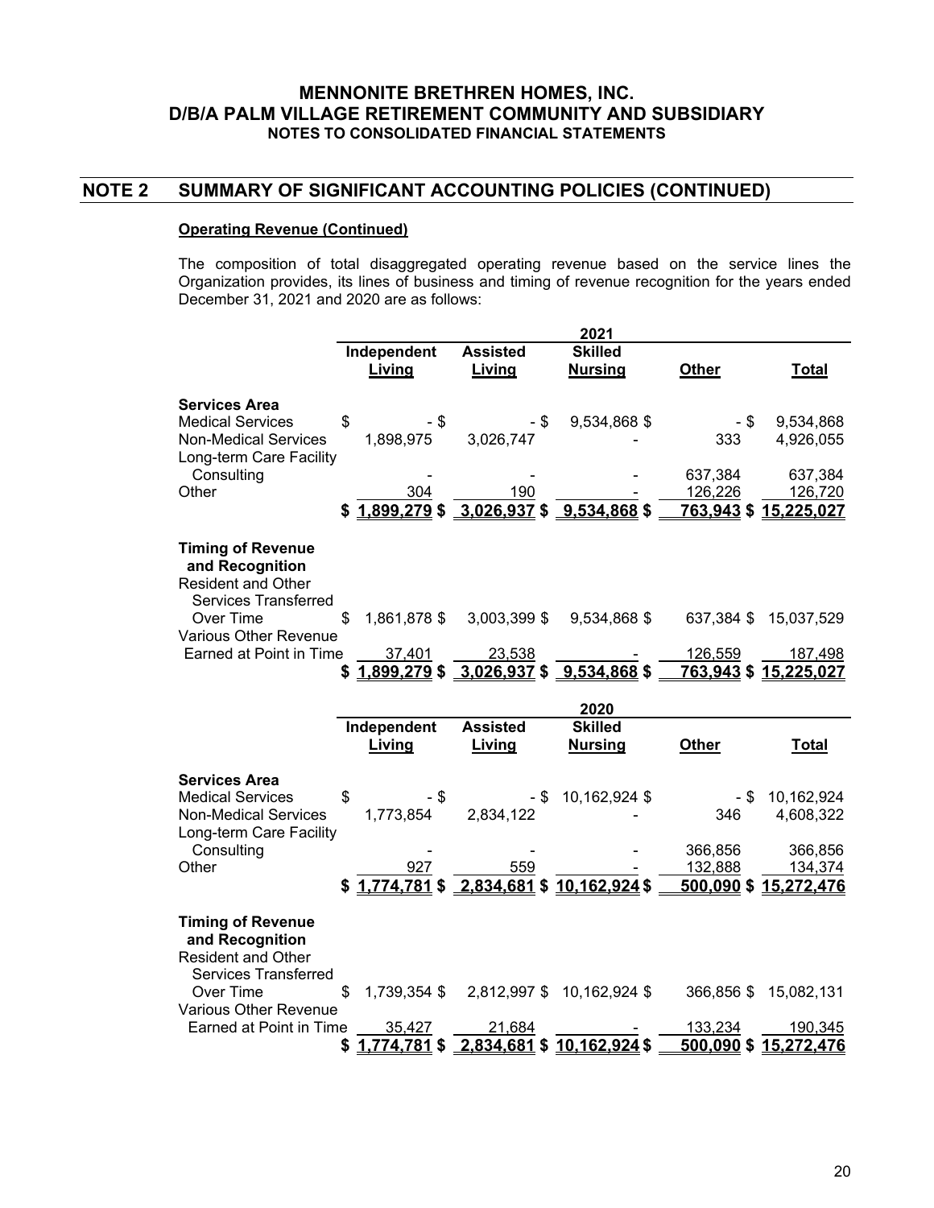## NOTE 2 SUMMARY OF SIGNIFICANT ACCOUNTING POLICIES (CONTINUED)

**Operating Revenue (Continued)**

The composition of total disaggregated operating revenue based on the service lines the Organization provides, its lines of business and timing of revenue recognition for the years ended December 31, 2021 and 2020 are as follows:

| | 2021 | | | | |
|---|---|---|---|---|---|
| | Independent Living | Assisted Living | Skilled Nursing | Other | Total |
| **Services Area** | | | | | |
| Medical Services | $ - | $ - | $ 9,534,868 | $ - | $ 9,534,868 |
| Non-Medical Services | 1,898,975 | 3,026,747 | - | 333 | 4,926,055 |
| Long-term Care Facility Consulting | - | - | - | 637,384 | 637,384 |
| Other | 304 | 190 | - | 126,226 | 126,720 |
| | $ 1,899,279 | $ 3,026,937 | $ 9,534,868 | $ 763,943 | $ 15,225,027 |
| **Timing of Revenue and Recognition** | | | | | |
| Resident and Other Services Transferred Over Time | $ 1,861,878 | $ 3,003,399 | $ 9,534,868 | $ 637,384 | $ 15,037,529 |
| Various Other Revenue Earned at Point in Time | 37,401 | 23,538 | - | 126,559 | 187,498 |
| | $ 1,899,279 | $ 3,026,937 | $ 9,534,868 | $ 763,943 | $ 15,225,027 |

| | 2020 | | | | |
|---|---|---|---|---|---|
| | Independent Living | Assisted Living | Skilled Nursing | Other | Total |
| **Services Area** | | | | | |
| Medical Services | $ - | $ - | $ 10,162,924 | $ - | $ 10,162,924 |
| Non-Medical Services | 1,773,854 | 2,834,122 | - | 346 | 4,608,322 |
| Long-term Care Facility Consulting | - | - | - | 366,856 | 366,856 |
| Other | 927 | 559 | - | 132,888 | 134,374 |
| | $ 1,774,781 | $ 2,834,681 | $ 10,162,924 | $ 500,090 | $ 15,272,476 |
| **Timing of Revenue and Recognition** | | | | | |
| Resident and Other Services Transferred Over Time | $ 1,739,354 | $ 2,812,997 | $ 10,162,924 | $ 366,856 | $ 15,082,131 |
| Various Other Revenue Earned at Point in Time | 35,427 | 21,684 | - | 133,234 | 190,345 |
| | $ 1,774,781 | $ 2,834,681 | $ 10,162,924 | $ 500,090 | $ 15,272,476 |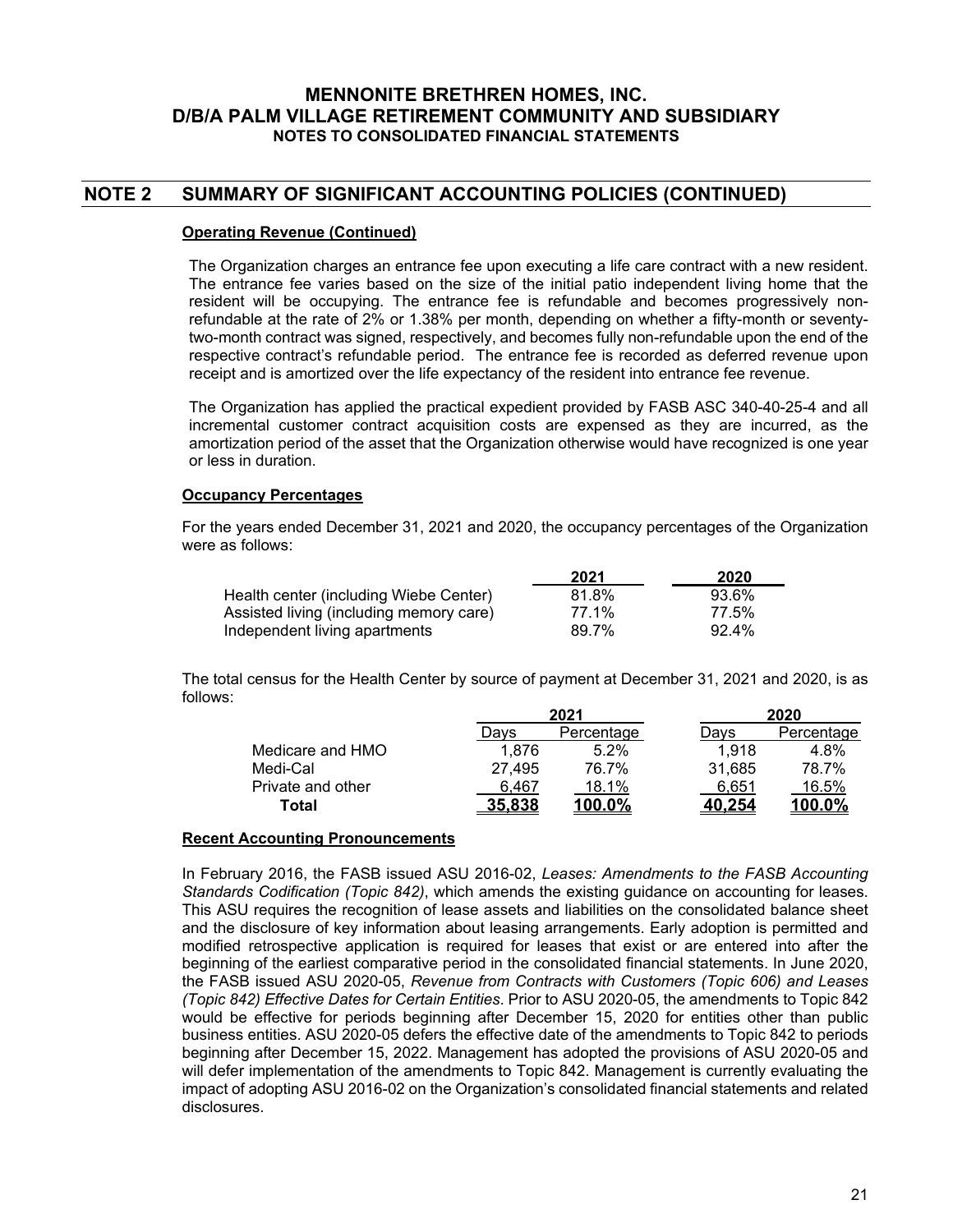# MENNONITE BRETHREN HOMES, INC.
# D/B/A PALM VILLAGE RETIREMENT COMMUNITY AND SUBSIDIARY
### NOTES TO CONSOLIDATED FINANCIAL STATEMENTS

## NOTE 2 SUMMARY OF SIGNIFICANT ACCOUNTING POLICIES (CONTINUED)

**Operating Revenue (Continued)**

The Organization charges an entrance fee upon executing a life care contract with a new resident. The entrance fee varies based on the size of the initial patio independent living home that the resident will be occupying. The entrance fee is refundable and becomes progressively non-refundable at the rate of 2% or 1.38% per month, depending on whether a fifty-month or seventy-two-month contract was signed, respectively, and becomes fully non-refundable upon the end of the respective contract's refundable period. The entrance fee is recorded as deferred revenue upon receipt and is amortized over the life expectancy of the resident into entrance fee revenue.

The Organization has applied the practical expedient provided by FASB ASC 340-40-25-4 and all incremental customer contract acquisition costs are expensed as they are incurred, as the amortization period of the asset that the Organization otherwise would have recognized is one year or less in duration.

**Occupancy Percentages**

For the years ended December 31, 2021 and 2020, the occupancy percentages of the Organization were as follows:

| | 2021 | 2020 |
|---|---|---|
| Health center (including Wiebe Center) | 81.8% | 93.6% |
| Assisted living (including memory care) | 77.1% | 77.5% |
| Independent living apartments | 89.7% | 92.4% |

The total census for the Health Center by source of payment at December 31, 2021 and 2020, is as follows:

| | 2021 | | 2020 | |
|---|---|---|---|---|
| | Days | Percentage | Days | Percentage |
| Medicare and HMO | 1,876 | 5.2% | 1,918 | 4.8% |
| Medi-Cal | 27,495 | 76.7% | 31,685 | 78.7% |
| Private and other | 6,467 | 18.1% | 6,651 | 16.5% |
| **Total** | **35,838** | **100.0%** | **40,254** | **100.0%** |

**Recent Accounting Pronouncements**

In February 2016, the FASB issued ASU 2016-02, *Leases: Amendments to the FASB Accounting Standards Codification (Topic 842)*, which amends the existing guidance on accounting for leases. This ASU requires the recognition of lease assets and liabilities on the consolidated balance sheet and the disclosure of key information about leasing arrangements. Early adoption is permitted and modified retrospective application is required for leases that exist or are entered into after the beginning of the earliest comparative period in the consolidated financial statements. In June 2020, the FASB issued ASU 2020-05, *Revenue from Contracts with Customers (Topic 606) and Leases (Topic 842) Effective Dates for Certain Entities*. Prior to ASU 2020-05, the amendments to Topic 842 would be effective for periods beginning after December 15, 2020 for entities other than public business entities. ASU 2020-05 defers the effective date of the amendments to Topic 842 to periods beginning after December 15, 2022. Management has adopted the provisions of ASU 2020-05 and will defer implementation of the amendments to Topic 842. Management is currently evaluating the impact of adopting ASU 2016-02 on the Organization's consolidated financial statements and related disclosures.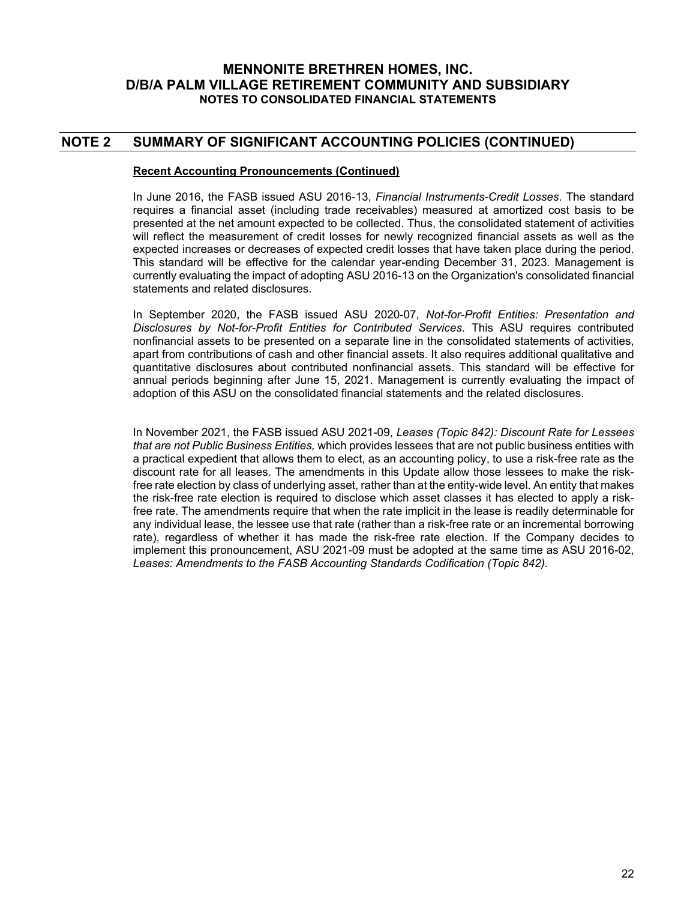## NOTE 2 SUMMARY OF SIGNIFICANT ACCOUNTING POLICIES (CONTINUED)

**Recent Accounting Pronouncements (Continued)**

In June 2016, the FASB issued ASU 2016-13, *Financial Instruments-Credit Losses*. The standard requires a financial asset (including trade receivables) measured at amortized cost basis to be presented at the net amount expected to be collected. Thus, the consolidated statement of activities will reflect the measurement of credit losses for newly recognized financial assets as well as the expected increases or decreases of expected credit losses that have taken place during the period. This standard will be effective for the calendar year-ending December 31, 2023. Management is currently evaluating the impact of adopting ASU 2016-13 on the Organization's consolidated financial statements and related disclosures.

In September 2020, the FASB issued ASU 2020-07, *Not-for-Profit Entities: Presentation and Disclosures by Not-for-Profit Entities for Contributed Services*. This ASU requires contributed nonfinancial assets to be presented on a separate line in the consolidated statements of activities, apart from contributions of cash and other financial assets. It also requires additional qualitative and quantitative disclosures about contributed nonfinancial assets. This standard will be effective for annual periods beginning after June 15, 2021. Management is currently evaluating the impact of adoption of this ASU on the consolidated financial statements and the related disclosures.

In November 2021, the FASB issued ASU 2021-09, *Leases (Topic 842): Discount Rate for Lessees that are not Public Business Entities,* which provides lessees that are not public business entities with a practical expedient that allows them to elect, as an accounting policy, to use a risk-free rate as the discount rate for all leases. The amendments in this Update allow those lessees to make the risk-free rate election by class of underlying asset, rather than at the entity-wide level. An entity that makes the risk-free rate election is required to disclose which asset classes it has elected to apply a risk-free rate. The amendments require that when the rate implicit in the lease is readily determinable for any individual lease, the lessee use that rate (rather than a risk-free rate or an incremental borrowing rate), regardless of whether it has made the risk-free rate election. If the Company decides to implement this pronouncement, ASU 2021-09 must be adopted at the same time as ASU 2016-02, *Leases: Amendments to the FASB Accounting Standards Codification (Topic 842).*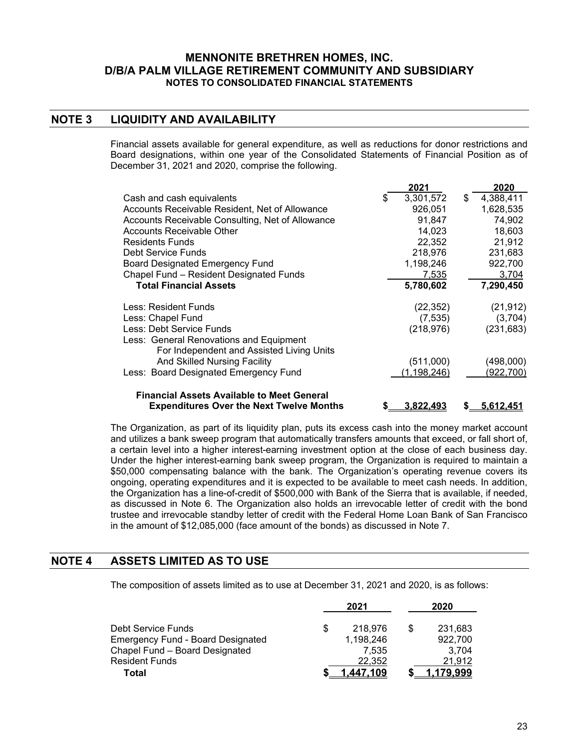## MENNONITE BRETHREN HOMES, INC.
## D/B/A PALM VILLAGE RETIREMENT COMMUNITY AND SUBSIDIARY
### NOTES TO CONSOLIDATED FINANCIAL STATEMENTS

## NOTE 3 LIQUIDITY AND AVAILABILITY

Financial assets available for general expenditure, as well as reductions for donor restrictions and Board designations, within one year of the Consolidated Statements of Financial Position as of December 31, 2021 and 2020, comprise the following.

| | 2021 | 2020 |
|---|---|---|
| Cash and cash equivalents | $ 3,301,572 | $ 4,388,411 |
| Accounts Receivable Resident, Net of Allowance | 926,051 | 1,628,535 |
| Accounts Receivable Consulting, Net of Allowance | 91,847 | 74,902 |
| Accounts Receivable Other | 14,023 | 18,603 |
| Residents Funds | 22,352 | 21,912 |
| Debt Service Funds | 218,976 | 231,683 |
| Board Designated Emergency Fund | 1,198,246 | 922,700 |
| Chapel Fund – Resident Designated Funds | 7,535 | 3,704 |
| **Total Financial Assets** | **5,780,602** | **7,290,450** |
| Less: Resident Funds | (22,352) | (21,912) |
| Less: Chapel Fund | (7,535) | (3,704) |
| Less: Debt Service Funds | (218,976) | (231,683) |
| Less: General Renovations and Equipment For Independent and Assisted Living Units And Skilled Nursing Facility | (511,000) | (498,000) |
| Less: Board Designated Emergency Fund | (1,198,246) | (922,700) |
| **Financial Assets Available to Meet General Expenditures Over the Next Twelve Months** | **$ 3,822,493** | **$ 5,612,451** |

The Organization, as part of its liquidity plan, puts its excess cash into the money market account and utilizes a bank sweep program that automatically transfers amounts that exceed, or fall short of, a certain level into a higher interest-earning investment option at the close of each business day. Under the higher interest-earning bank sweep program, the Organization is required to maintain a $50,000 compensating balance with the bank. The Organization's operating revenue covers its ongoing, operating expenditures and it is expected to be available to meet cash needs. In addition, the Organization has a line-of-credit of $500,000 with Bank of the Sierra that is available, if needed, as discussed in Note 6. The Organization also holds an irrevocable letter of credit with the bond trustee and irrevocable standby letter of credit with the Federal Home Loan Bank of San Francisco in the amount of $12,085,000 (face amount of the bonds) as discussed in Note 7.

## NOTE 4 ASSETS LIMITED AS TO USE

The composition of assets limited as to use at December 31, 2021 and 2020, is as follows:

| | 2021 | 2020 |
|---|---|---|
| Debt Service Funds | $ 218,976 | $ 231,683 |
| Emergency Fund - Board Designated | 1,198,246 | 922,700 |
| Chapel Fund – Board Designated | 7,535 | 3,704 |
| Resident Funds | 22,352 | 21,912 |
| **Total** | **$ 1,447,109** | **$ 1,179,999** |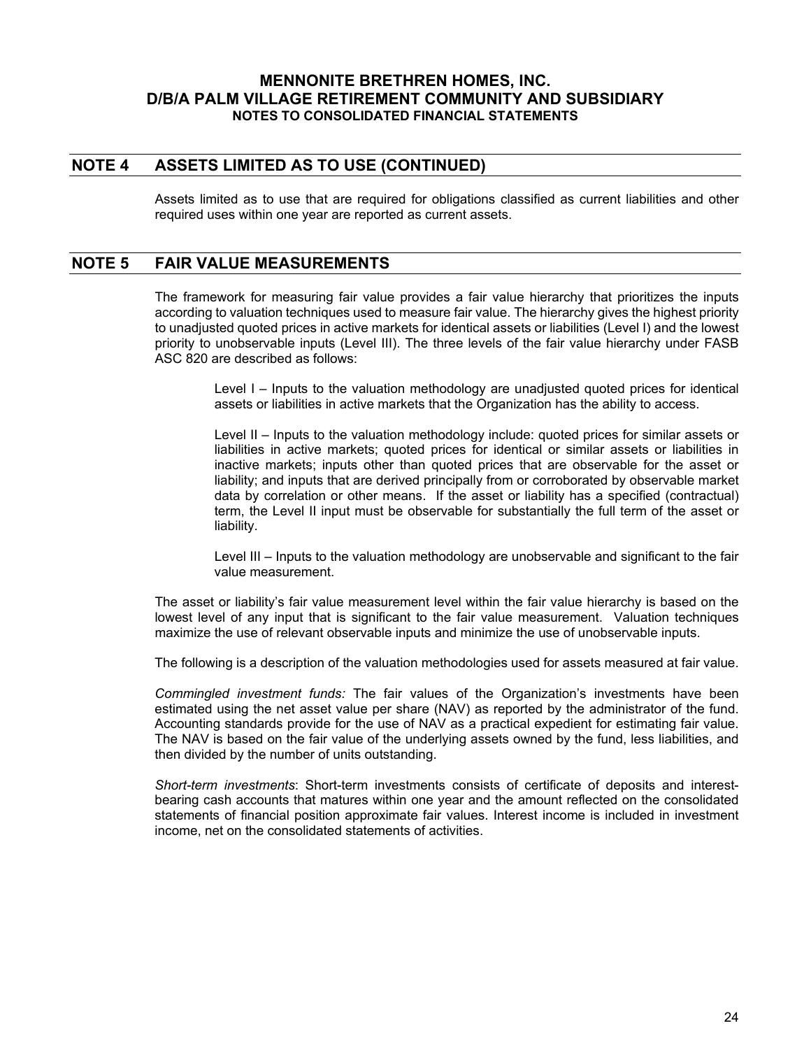## NOTE 4 ASSETS LIMITED AS TO USE (CONTINUED)

Assets limited as to use that are required for obligations classified as current liabilities and other required uses within one year are reported as current assets.

## NOTE 5 FAIR VALUE MEASUREMENTS

The framework for measuring fair value provides a fair value hierarchy that prioritizes the inputs according to valuation techniques used to measure fair value. The hierarchy gives the highest priority to unadjusted quoted prices in active markets for identical assets or liabilities (Level I) and the lowest priority to unobservable inputs (Level III). The three levels of the fair value hierarchy under FASB ASC 820 are described as follows:

> Level I – Inputs to the valuation methodology are unadjusted quoted prices for identical assets or liabilities in active markets that the Organization has the ability to access.
>
> Level II – Inputs to the valuation methodology include: quoted prices for similar assets or liabilities in active markets; quoted prices for identical or similar assets or liabilities in inactive markets; inputs other than quoted prices that are observable for the asset or liability; and inputs that are derived principally from or corroborated by observable market data by correlation or other means. If the asset or liability has a specified (contractual) term, the Level II input must be observable for substantially the full term of the asset or liability.
>
> Level III – Inputs to the valuation methodology are unobservable and significant to the fair value measurement.

The asset or liability's fair value measurement level within the fair value hierarchy is based on the lowest level of any input that is significant to the fair value measurement. Valuation techniques maximize the use of relevant observable inputs and minimize the use of unobservable inputs.

The following is a description of the valuation methodologies used for assets measured at fair value.

*Commingled investment funds:* The fair values of the Organization's investments have been estimated using the net asset value per share (NAV) as reported by the administrator of the fund. Accounting standards provide for the use of NAV as a practical expedient for estimating fair value. The NAV is based on the fair value of the underlying assets owned by the fund, less liabilities, and then divided by the number of units outstanding.

*Short-term investments*: Short-term investments consists of certificate of deposits and interest-bearing cash accounts that matures within one year and the amount reflected on the consolidated statements of financial position approximate fair values. Interest income is included in investment income, net on the consolidated statements of activities.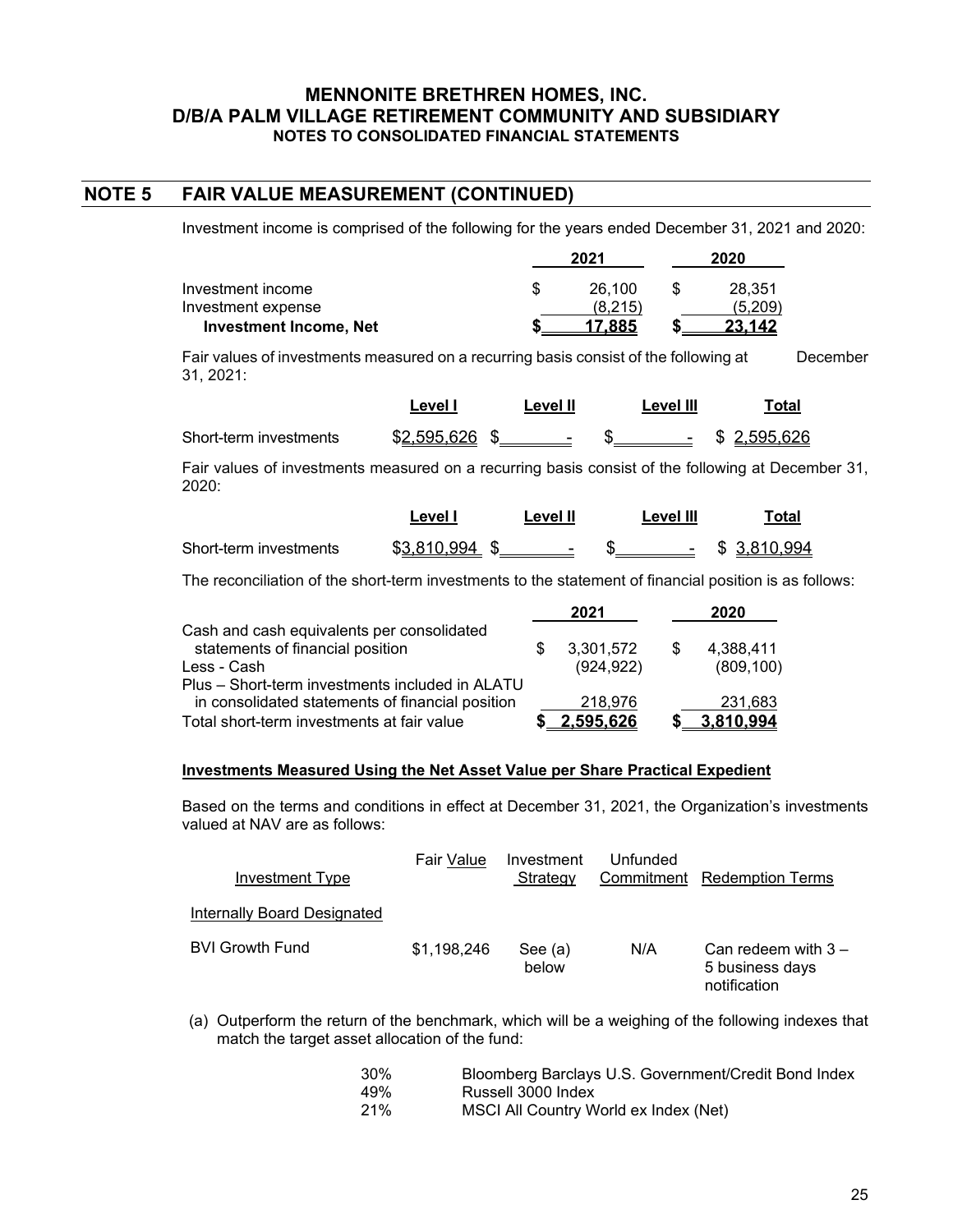# MENNONITE BRETHREN HOMES, INC.
# D/B/A PALM VILLAGE RETIREMENT COMMUNITY AND SUBSIDIARY
## NOTES TO CONSOLIDATED FINANCIAL STATEMENTS

## NOTE 5 FAIR VALUE MEASUREMENT (CONTINUED)

Investment income is comprised of the following for the years ended December 31, 2021 and 2020:

| | 2021 | 2020 |
|---|---|---|
| Investment income | $ 26,100 | $ 28,351 |
| Investment expense | (8,215) | (5,209) |
| **Investment Income, Net** | **$ 17,885** | **$ 23,142** |

Fair values of investments measured on a recurring basis consist of the following at December 31, 2021:

| | Level I | Level II | Level III | Total |
|---|---|---|---|---|
| Short-term investments | $2,595,626 | $ - | $ - | $ 2,595,626 |

Fair values of investments measured on a recurring basis consist of the following at December 31, 2020:

| | Level I | Level II | Level III | Total |
|---|---|---|---|---|
| Short-term investments | $3,810,994 | $ - | $ - | $ 3,810,994 |

The reconciliation of the short-term investments to the statement of financial position is as follows:

| | 2021 | 2020 |
|---|---|---|
| Cash and cash equivalents per consolidated statements of financial position | $ 3,301,572 | $ 4,388,411 |
| Less - Cash | (924,922) | (809,100) |
| Plus – Short-term investments included in ALATU in consolidated statements of financial position | 218,976 | 231,683 |
| Total short-term investments at fair value | **$ 2,595,626** | **$ 3,810,994** |

**Investments Measured Using the Net Asset Value per Share Practical Expedient**

Based on the terms and conditions in effect at December 31, 2021, the Organization's investments valued at NAV are as follows:

| Investment Type | Fair Value | Investment Strategy | Unfunded Commitment | Redemption Terms |
|---|---|---|---|---|
| Internally Board Designated | | | | |
| BVI Growth Fund | $1,198,246 | See (a) below | N/A | Can redeem with 3 – 5 business days notification |

(a) Outperform the return of the benchmark, which will be a weighing of the following indexes that match the target asset allocation of the fund:

| | |
|---|---|
| 30% | Bloomberg Barclays U.S. Government/Credit Bond Index |
| 49% | Russell 3000 Index |
| 21% | MSCI All Country World ex Index (Net) |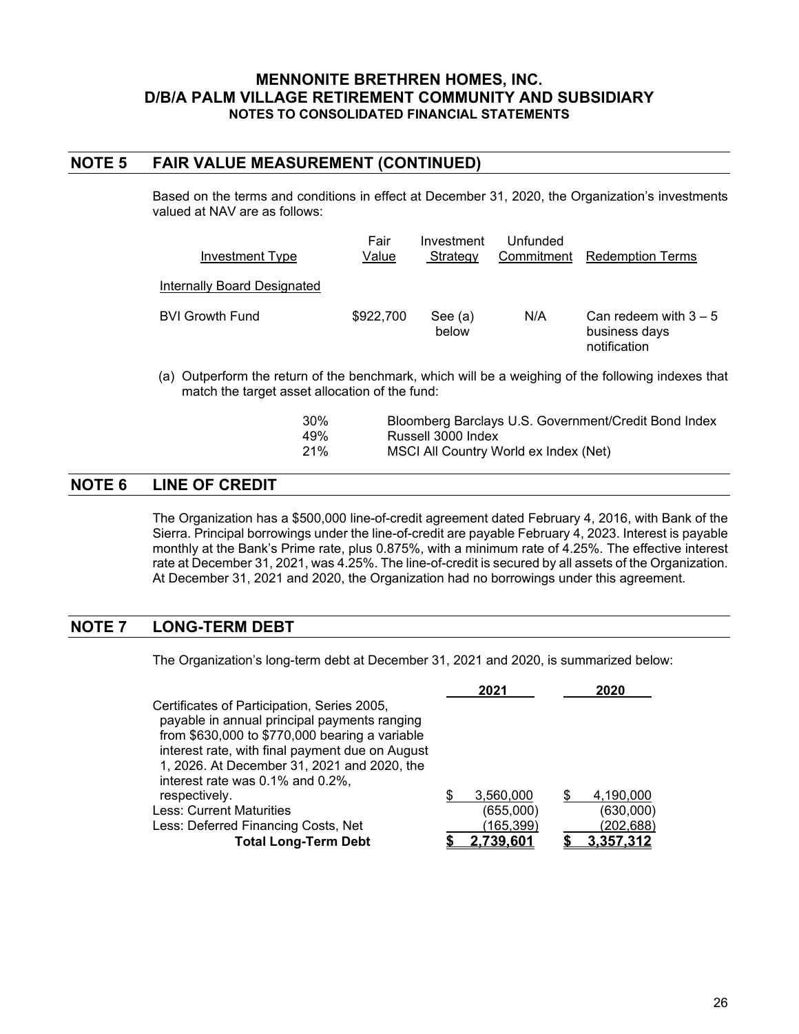## NOTE 5 FAIR VALUE MEASUREMENT (CONTINUED)

Based on the terms and conditions in effect at December 31, 2020, the Organization's investments valued at NAV are as follows:

| Investment Type | Fair Value | Investment Strategy | Unfunded Commitment | Redemption Terms |
|---|---|---|---|---|
| Internally Board Designated | | | | |
| BVI Growth Fund | $922,700 | See (a) below | N/A | Can redeem with 3 – 5 business days notification |

(a) Outperform the return of the benchmark, which will be a weighing of the following indexes that match the target asset allocation of the fund:

| | |
|---|---|
| 30% | Bloomberg Barclays U.S. Government/Credit Bond Index |
| 49% | Russell 3000 Index |
| 21% | MSCI All Country World ex Index (Net) |

## NOTE 6 LINE OF CREDIT

The Organization has a $500,000 line-of-credit agreement dated February 4, 2016, with Bank of the Sierra. Principal borrowings under the line-of-credit are payable February 4, 2023. Interest is payable monthly at the Bank's Prime rate, plus 0.875%, with a minimum rate of 4.25%. The effective interest rate at December 31, 2021, was 4.25%. The line-of-credit is secured by all assets of the Organization. At December 31, 2021 and 2020, the Organization had no borrowings under this agreement.

## NOTE 7 LONG-TERM DEBT

The Organization's long-term debt at December 31, 2021 and 2020, is summarized below:

| | 2021 | 2020 |
|---|---|---|
| Certificates of Participation, Series 2005, payable in annual principal payments ranging from $630,000 to $770,000 bearing a variable interest rate, with final payment due on August 1, 2026. At December 31, 2021 and 2020, the interest rate was 0.1% and 0.2%, respectively. | $ 3,560,000 | $ 4,190,000 |
| Less: Current Maturities | (655,000) | (630,000) |
| Less: Deferred Financing Costs, Net | (165,399) | (202,688) |
| **Total Long-Term Debt** | **$ 2,739,601** | **$ 3,357,312** |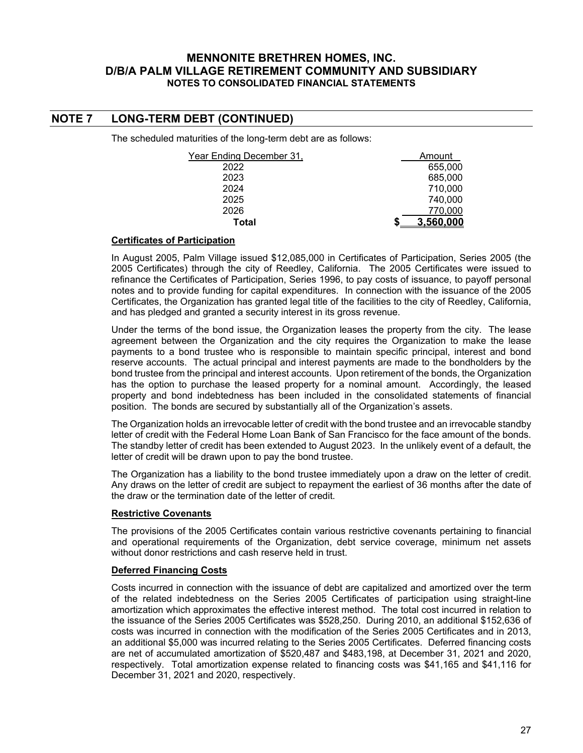# MENNONITE BRETHREN HOMES, INC.
# D/B/A PALM VILLAGE RETIREMENT COMMUNITY AND SUBSIDIARY
### NOTES TO CONSOLIDATED FINANCIAL STATEMENTS

## NOTE 7 LONG-TERM DEBT (CONTINUED)

The scheduled maturities of the long-term debt are as follows:

| Year Ending December 31, | Amount |
|---|---|
| 2022 | 655,000 |
| 2023 | 685,000 |
| 2024 | 710,000 |
| 2025 | 740,000 |
| 2026 | 770,000 |
| **Total** | **$ 3,560,000** |

**Certificates of Participation**

In August 2005, Palm Village issued $12,085,000 in Certificates of Participation, Series 2005 (the 2005 Certificates) through the city of Reedley, California. The 2005 Certificates were issued to refinance the Certificates of Participation, Series 1996, to pay costs of issuance, to payoff personal notes and to provide funding for capital expenditures. In connection with the issuance of the 2005 Certificates, the Organization has granted legal title of the facilities to the city of Reedley, California, and has pledged and granted a security interest in its gross revenue.

Under the terms of the bond issue, the Organization leases the property from the city. The lease agreement between the Organization and the city requires the Organization to make the lease payments to a bond trustee who is responsible to maintain specific principal, interest and bond reserve accounts. The actual principal and interest payments are made to the bondholders by the bond trustee from the principal and interest accounts. Upon retirement of the bonds, the Organization has the option to purchase the leased property for a nominal amount. Accordingly, the leased property and bond indebtedness has been included in the consolidated statements of financial position. The bonds are secured by substantially all of the Organization's assets.

The Organization holds an irrevocable letter of credit with the bond trustee and an irrevocable standby letter of credit with the Federal Home Loan Bank of San Francisco for the face amount of the bonds. The standby letter of credit has been extended to August 2023. In the unlikely event of a default, the letter of credit will be drawn upon to pay the bond trustee.

The Organization has a liability to the bond trustee immediately upon a draw on the letter of credit. Any draws on the letter of credit are subject to repayment the earliest of 36 months after the date of the draw or the termination date of the letter of credit.

**Restrictive Covenants**

The provisions of the 2005 Certificates contain various restrictive covenants pertaining to financial and operational requirements of the Organization, debt service coverage, minimum net assets without donor restrictions and cash reserve held in trust.

**Deferred Financing Costs**

Costs incurred in connection with the issuance of debt are capitalized and amortized over the term of the related indebtedness on the Series 2005 Certificates of participation using straight-line amortization which approximates the effective interest method. The total cost incurred in relation to the issuance of the Series 2005 Certificates was $528,250. During 2010, an additional $152,636 of costs was incurred in connection with the modification of the Series 2005 Certificates and in 2013, an additional $5,000 was incurred relating to the Series 2005 Certificates. Deferred financing costs are net of accumulated amortization of $520,487 and $483,198, at December 31, 2021 and 2020, respectively. Total amortization expense related to financing costs was $41,165 and $41,116 for December 31, 2021 and 2020, respectively.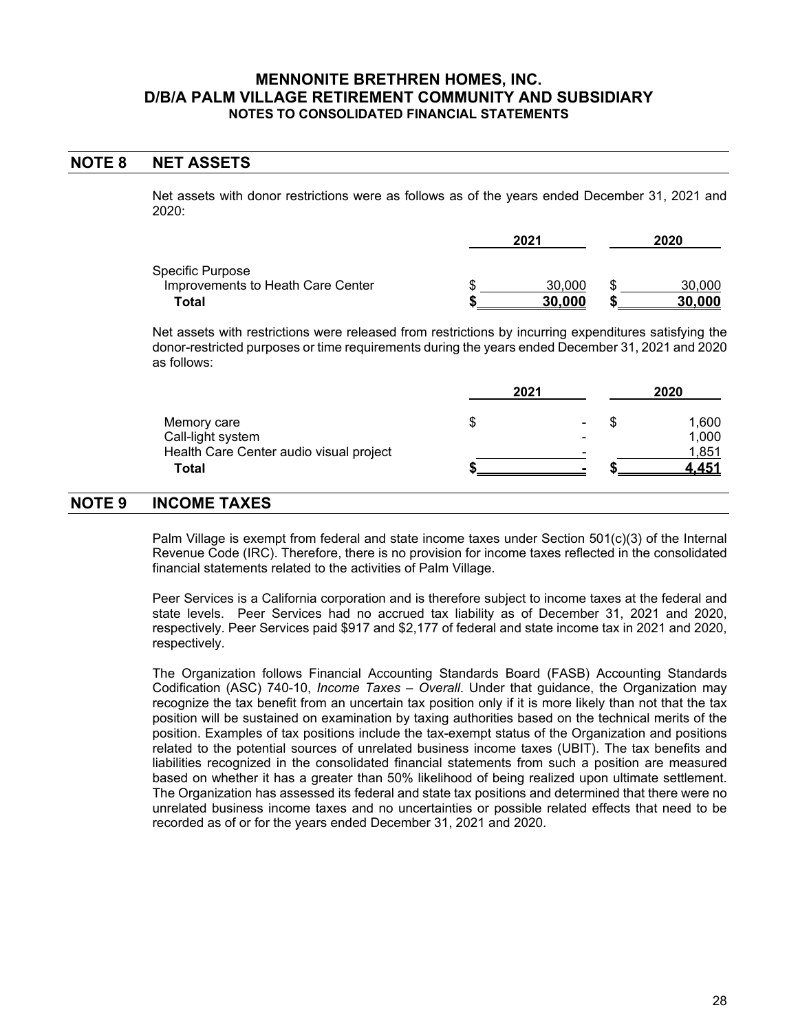# MENNONITE BRETHREN HOMES, INC.
# D/B/A PALM VILLAGE RETIREMENT COMMUNITY AND SUBSIDIARY
## NOTES TO CONSOLIDATED FINANCIAL STATEMENTS

## NOTE 8 NET ASSETS

Net assets with donor restrictions were as follows as of the years ended December 31, 2021 and 2020:

| | 2021 | 2020 |
|---|---|---|
| Specific Purpose | | |
| Improvements to Heath Care Center | $ 30,000 | $ 30,000 |
| **Total** | **$ 30,000** | **$ 30,000** |

Net assets with restrictions were released from restrictions by incurring expenditures satisfying the donor-restricted purposes or time requirements during the years ended December 31, 2021 and 2020 as follows:

| | 2021 | 2020 |
|---|---|---|
| Memory care | $ - | $ 1,600 |
| Call-light system | - | 1,000 |
| Health Care Center audio visual project | - | 1,851 |
| **Total** | **$ -** | **$ 4,451** |

## NOTE 9 INCOME TAXES

Palm Village is exempt from federal and state income taxes under Section 501(c)(3) of the Internal Revenue Code (IRC). Therefore, there is no provision for income taxes reflected in the consolidated financial statements related to the activities of Palm Village.

Peer Services is a California corporation and is therefore subject to income taxes at the federal and state levels. Peer Services had no accrued tax liability as of December 31, 2021 and 2020, respectively. Peer Services paid $917 and $2,177 of federal and state income tax in 2021 and 2020, respectively.

The Organization follows Financial Accounting Standards Board (FASB) Accounting Standards Codification (ASC) 740-10, *Income Taxes – Overall*. Under that guidance, the Organization may recognize the tax benefit from an uncertain tax position only if it is more likely than not that the tax position will be sustained on examination by taxing authorities based on the technical merits of the position. Examples of tax positions include the tax-exempt status of the Organization and positions related to the potential sources of unrelated business income taxes (UBIT). The tax benefits and liabilities recognized in the consolidated financial statements from such a position are measured based on whether it has a greater than 50% likelihood of being realized upon ultimate settlement. The Organization has assessed its federal and state tax positions and determined that there were no unrelated business income taxes and no uncertainties or possible related effects that need to be recorded as of or for the years ended December 31, 2021 and 2020.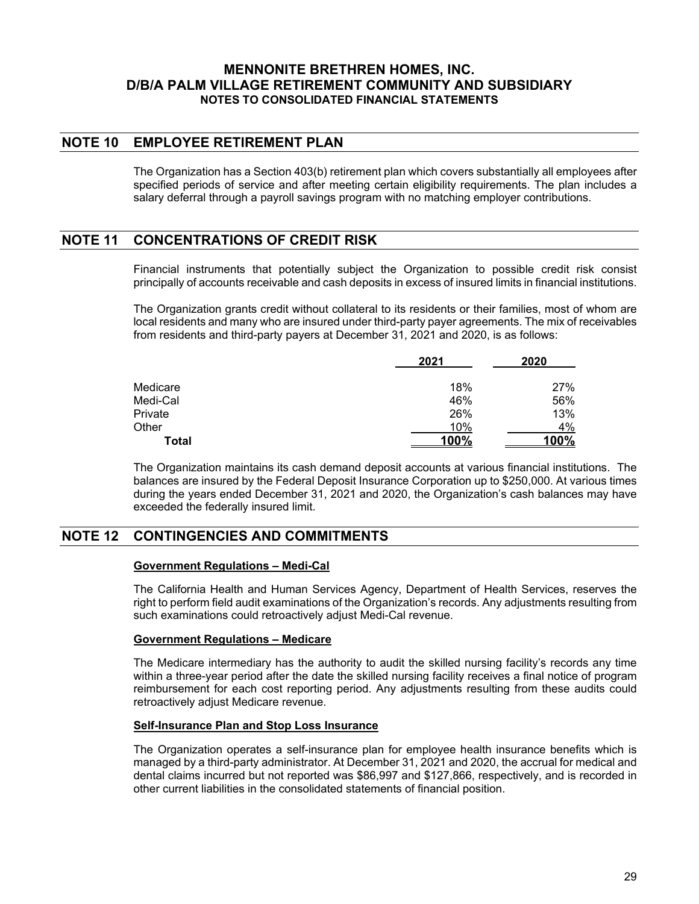# MENNONITE BRETHREN HOMES, INC.
# D/B/A PALM VILLAGE RETIREMENT COMMUNITY AND SUBSIDIARY
## NOTES TO CONSOLIDATED FINANCIAL STATEMENTS

## NOTE 10 EMPLOYEE RETIREMENT PLAN

The Organization has a Section 403(b) retirement plan which covers substantially all employees after specified periods of service and after meeting certain eligibility requirements. The plan includes a salary deferral through a payroll savings program with no matching employer contributions.

## NOTE 11 CONCENTRATIONS OF CREDIT RISK

Financial instruments that potentially subject the Organization to possible credit risk consist principally of accounts receivable and cash deposits in excess of insured limits in financial institutions.

The Organization grants credit without collateral to its residents or their families, most of whom are local residents and many who are insured under third-party payer agreements. The mix of receivables from residents and third-party payers at December 31, 2021 and 2020, is as follows:

| | 2021 | 2020 |
|---|---|---|
| Medicare | 18% | 27% |
| Medi-Cal | 46% | 56% |
| Private | 26% | 13% |
| Other | 10% | 4% |
| **Total** | **100%** | **100%** |

The Organization maintains its cash demand deposit accounts at various financial institutions. The balances are insured by the Federal Deposit Insurance Corporation up to $250,000. At various times during the years ended December 31, 2021 and 2020, the Organization's cash balances may have exceeded the federally insured limit.

## NOTE 12 CONTINGENCIES AND COMMITMENTS

**Government Regulations – Medi-Cal**

The California Health and Human Services Agency, Department of Health Services, reserves the right to perform field audit examinations of the Organization's records. Any adjustments resulting from such examinations could retroactively adjust Medi-Cal revenue.

**Government Regulations – Medicare**

The Medicare intermediary has the authority to audit the skilled nursing facility's records any time within a three-year period after the date the skilled nursing facility receives a final notice of program reimbursement for each cost reporting period. Any adjustments resulting from these audits could retroactively adjust Medicare revenue.

**Self-Insurance Plan and Stop Loss Insurance**

The Organization operates a self-insurance plan for employee health insurance benefits which is managed by a third-party administrator. At December 31, 2021 and 2020, the accrual for medical and dental claims incurred but not reported was $86,997 and $127,866, respectively, and is recorded in other current liabilities in the consolidated statements of financial position.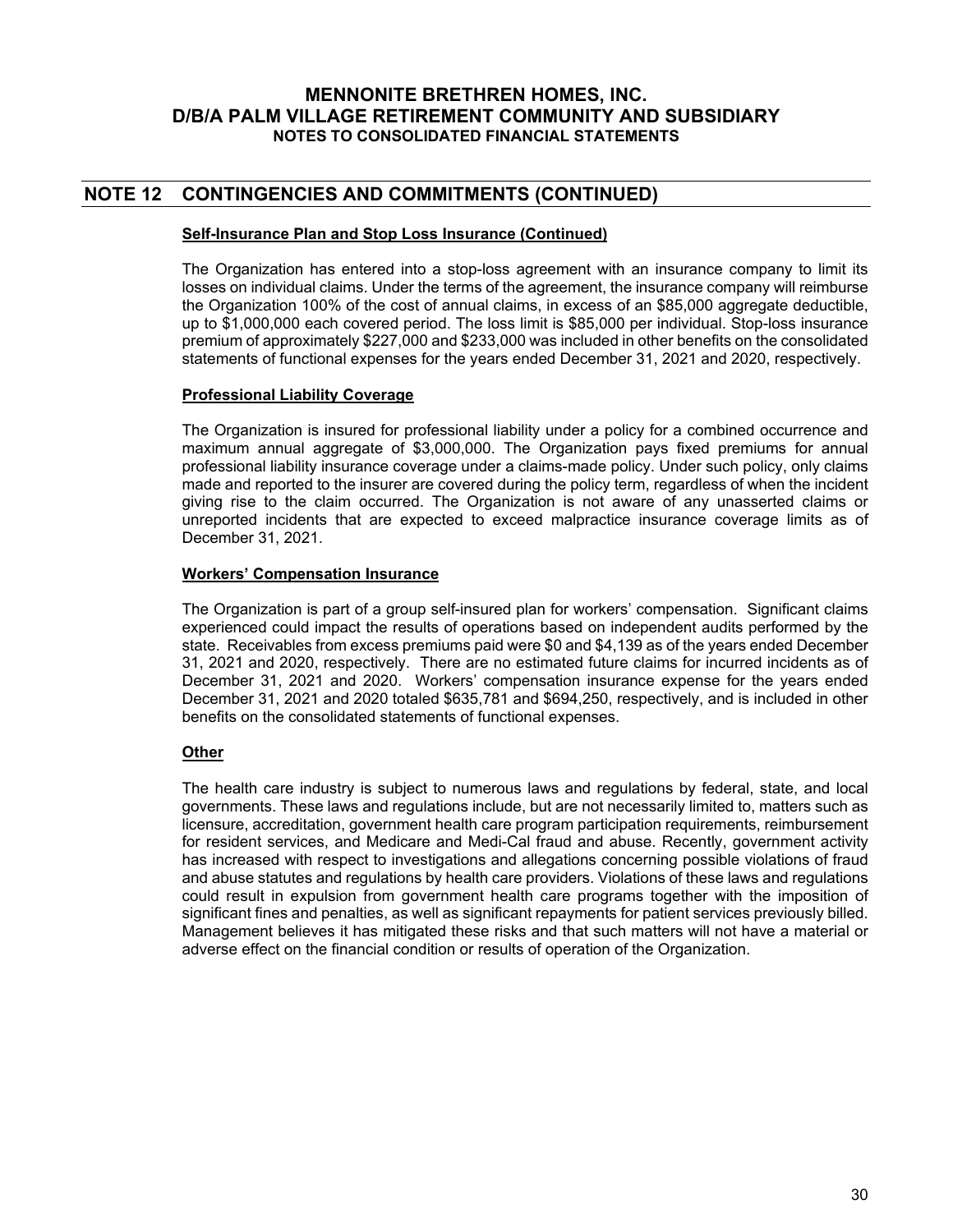## NOTE 12 CONTINGENCIES AND COMMITMENTS (CONTINUED)

**Self-Insurance Plan and Stop Loss Insurance (Continued)**

The Organization has entered into a stop-loss agreement with an insurance company to limit its losses on individual claims. Under the terms of the agreement, the insurance company will reimburse the Organization 100% of the cost of annual claims, in excess of an $85,000 aggregate deductible, up to $1,000,000 each covered period. The loss limit is $85,000 per individual. Stop-loss insurance premium of approximately $227,000 and $233,000 was included in other benefits on the consolidated statements of functional expenses for the years ended December 31, 2021 and 2020, respectively.

**Professional Liability Coverage**

The Organization is insured for professional liability under a policy for a combined occurrence and maximum annual aggregate of $3,000,000. The Organization pays fixed premiums for annual professional liability insurance coverage under a claims-made policy. Under such policy, only claims made and reported to the insurer are covered during the policy term, regardless of when the incident giving rise to the claim occurred. The Organization is not aware of any unasserted claims or unreported incidents that are expected to exceed malpractice insurance coverage limits as of December 31, 2021.

**Workers' Compensation Insurance**

The Organization is part of a group self-insured plan for workers' compensation. Significant claims experienced could impact the results of operations based on independent audits performed by the state. Receivables from excess premiums paid were $0 and $4,139 as of the years ended December 31, 2021 and 2020, respectively. There are no estimated future claims for incurred incidents as of December 31, 2021 and 2020. Workers' compensation insurance expense for the years ended December 31, 2021 and 2020 totaled $635,781 and $694,250, respectively, and is included in other benefits on the consolidated statements of functional expenses.

**Other**

The health care industry is subject to numerous laws and regulations by federal, state, and local governments. These laws and regulations include, but are not necessarily limited to, matters such as licensure, accreditation, government health care program participation requirements, reimbursement for resident services, and Medicare and Medi-Cal fraud and abuse. Recently, government activity has increased with respect to investigations and allegations concerning possible violations of fraud and abuse statutes and regulations by health care providers. Violations of these laws and regulations could result in expulsion from government health care programs together with the imposition of significant fines and penalties, as well as significant repayments for patient services previously billed. Management believes it has mitigated these risks and that such matters will not have a material or adverse effect on the financial condition or results of operation of the Organization.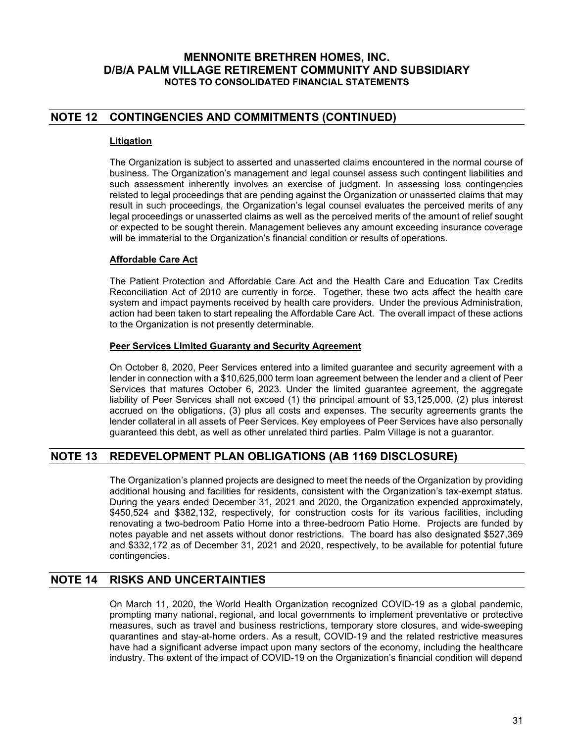## NOTE 12 CONTINGENCIES AND COMMITMENTS (CONTINUED)

**Litigation**

The Organization is subject to asserted and unasserted claims encountered in the normal course of business. The Organization's management and legal counsel assess such contingent liabilities and such assessment inherently involves an exercise of judgment. In assessing loss contingencies related to legal proceedings that are pending against the Organization or unasserted claims that may result in such proceedings, the Organization's legal counsel evaluates the perceived merits of any legal proceedings or unasserted claims as well as the perceived merits of the amount of relief sought or expected to be sought therein. Management believes any amount exceeding insurance coverage will be immaterial to the Organization's financial condition or results of operations.

**Affordable Care Act**

The Patient Protection and Affordable Care Act and the Health Care and Education Tax Credits Reconciliation Act of 2010 are currently in force. Together, these two acts affect the health care system and impact payments received by health care providers. Under the previous Administration, action had been taken to start repealing the Affordable Care Act. The overall impact of these actions to the Organization is not presently determinable.

**Peer Services Limited Guaranty and Security Agreement**

On October 8, 2020, Peer Services entered into a limited guarantee and security agreement with a lender in connection with a $10,625,000 term loan agreement between the lender and a client of Peer Services that matures October 6, 2023. Under the limited guarantee agreement, the aggregate liability of Peer Services shall not exceed (1) the principal amount of $3,125,000, (2) plus interest accrued on the obligations, (3) plus all costs and expenses. The security agreements grants the lender collateral in all assets of Peer Services. Key employees of Peer Services have also personally guaranteed this debt, as well as other unrelated third parties. Palm Village is not a guarantor.

## NOTE 13 REDEVELOPMENT PLAN OBLIGATIONS (AB 1169 DISCLOSURE)

The Organization's planned projects are designed to meet the needs of the Organization by providing additional housing and facilities for residents, consistent with the Organization's tax-exempt status. During the years ended December 31, 2021 and 2020, the Organization expended approximately, $450,524 and $382,132, respectively, for construction costs for its various facilities, including renovating a two-bedroom Patio Home into a three-bedroom Patio Home. Projects are funded by notes payable and net assets without donor restrictions. The board has also designated $527,369 and $332,172 as of December 31, 2021 and 2020, respectively, to be available for potential future contingencies.

## NOTE 14 RISKS AND UNCERTAINTIES

On March 11, 2020, the World Health Organization recognized COVID-19 as a global pandemic, prompting many national, regional, and local governments to implement preventative or protective measures, such as travel and business restrictions, temporary store closures, and wide-sweeping quarantines and stay-at-home orders. As a result, COVID-19 and the related restrictive measures have had a significant adverse impact upon many sectors of the economy, including the healthcare industry. The extent of the impact of COVID-19 on the Organization's financial condition will depend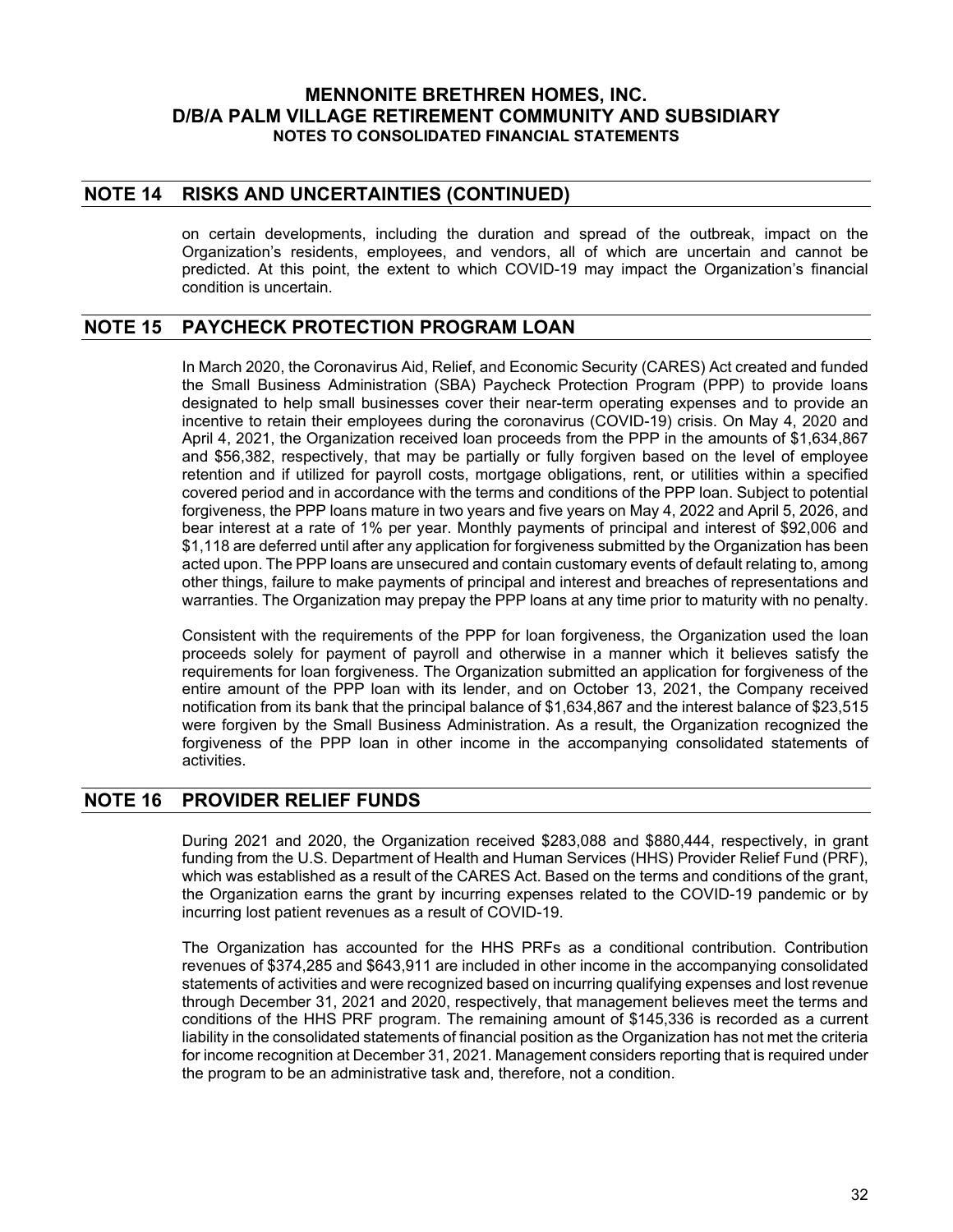## NOTE 14 RISKS AND UNCERTAINTIES (CONTINUED)

on certain developments, including the duration and spread of the outbreak, impact on the Organization's residents, employees, and vendors, all of which are uncertain and cannot be predicted. At this point, the extent to which COVID-19 may impact the Organization's financial condition is uncertain.

## NOTE 15 PAYCHECK PROTECTION PROGRAM LOAN

In March 2020, the Coronavirus Aid, Relief, and Economic Security (CARES) Act created and funded the Small Business Administration (SBA) Paycheck Protection Program (PPP) to provide loans designated to help small businesses cover their near-term operating expenses and to provide an incentive to retain their employees during the coronavirus (COVID-19) crisis. On May 4, 2020 and April 4, 2021, the Organization received loan proceeds from the PPP in the amounts of $1,634,867 and $56,382, respectively, that may be partially or fully forgiven based on the level of employee retention and if utilized for payroll costs, mortgage obligations, rent, or utilities within a specified covered period and in accordance with the terms and conditions of the PPP loan. Subject to potential forgiveness, the PPP loans mature in two years and five years on May 4, 2022 and April 5, 2026, and bear interest at a rate of 1% per year. Monthly payments of principal and interest of $92,006 and $1,118 are deferred until after any application for forgiveness submitted by the Organization has been acted upon. The PPP loans are unsecured and contain customary events of default relating to, among other things, failure to make payments of principal and interest and breaches of representations and warranties. The Organization may prepay the PPP loans at any time prior to maturity with no penalty.

Consistent with the requirements of the PPP for loan forgiveness, the Organization used the loan proceeds solely for payment of payroll and otherwise in a manner which it believes satisfy the requirements for loan forgiveness. The Organization submitted an application for forgiveness of the entire amount of the PPP loan with its lender, and on October 13, 2021, the Company received notification from its bank that the principal balance of $1,634,867 and the interest balance of $23,515 were forgiven by the Small Business Administration. As a result, the Organization recognized the forgiveness of the PPP loan in other income in the accompanying consolidated statements of activities.

## NOTE 16 PROVIDER RELIEF FUNDS

During 2021 and 2020, the Organization received $283,088 and $880,444, respectively, in grant funding from the U.S. Department of Health and Human Services (HHS) Provider Relief Fund (PRF), which was established as a result of the CARES Act. Based on the terms and conditions of the grant, the Organization earns the grant by incurring expenses related to the COVID-19 pandemic or by incurring lost patient revenues as a result of COVID-19.

The Organization has accounted for the HHS PRFs as a conditional contribution. Contribution revenues of $374,285 and $643,911 are included in other income in the accompanying consolidated statements of activities and were recognized based on incurring qualifying expenses and lost revenue through December 31, 2021 and 2020, respectively, that management believes meet the terms and conditions of the HHS PRF program. The remaining amount of $145,336 is recorded as a current liability in the consolidated statements of financial position as the Organization has not met the criteria for income recognition at December 31, 2021. Management considers reporting that is required under the program to be an administrative task and, therefore, not a condition.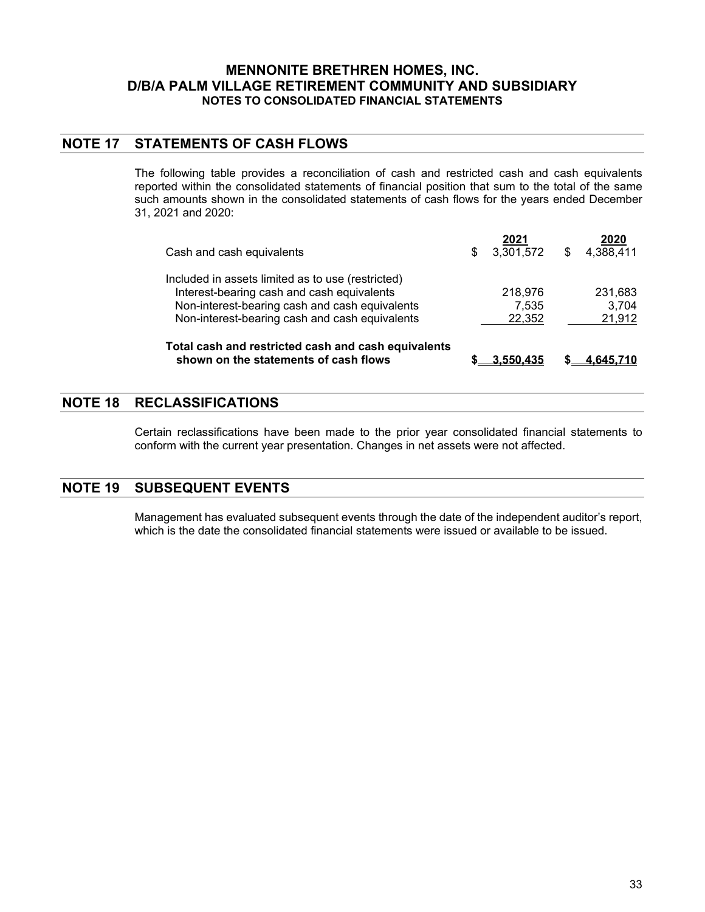**MENNONITE BRETHREN HOMES, INC.**
**D/B/A PALM VILLAGE RETIREMENT COMMUNITY AND SUBSIDIARY**
**NOTES TO CONSOLIDATED FINANCIAL STATEMENTS**

## NOTE 17 STATEMENTS OF CASH FLOWS

The following table provides a reconciliation of cash and restricted cash and cash equivalents reported within the consolidated statements of financial position that sum to the total of the same such amounts shown in the consolidated statements of cash flows for the years ended December 31, 2021 and 2020:

| | 2021 | 2020 |
|---|---|---|
| Cash and cash equivalents | $ 3,301,572 | $ 4,388,411 |
| Included in assets limited as to use (restricted) | | |
| Interest-bearing cash and cash equivalents | 218,976 | 231,683 |
| Non-interest-bearing cash and cash equivalents | 7,535 | 3,704 |
| Non-interest-bearing cash and cash equivalents | 22,352 | 21,912 |
| **Total cash and restricted cash and cash equivalents shown on the statements of cash flows** | **$ 3,550,435** | **$ 4,645,710** |

## NOTE 18 RECLASSIFICATIONS

Certain reclassifications have been made to the prior year consolidated financial statements to conform with the current year presentation. Changes in net assets were not affected.

## NOTE 19 SUBSEQUENT EVENTS

Management has evaluated subsequent events through the date of the independent auditor's report, which is the date the consolidated financial statements were issued or available to be issued.